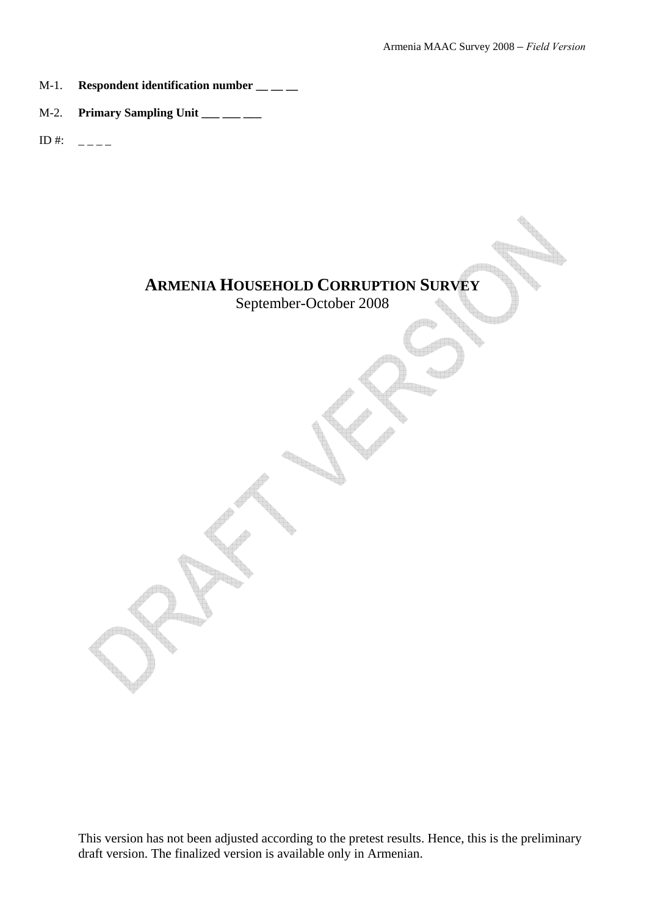M-1. **Respondent identification number __ __ __**

M-2. **Primary Sampling Unit ___ ___ ___**

ID #: _ _ _ _

# ARMENIA HOUSEHOLD CORRUPTION SURVEY

September-October 2008

DRAFT VERSION

This version has not been adjusted according to the pretest results. Hence, this is the preliminary draft version. The finalized version is available only in Armenian.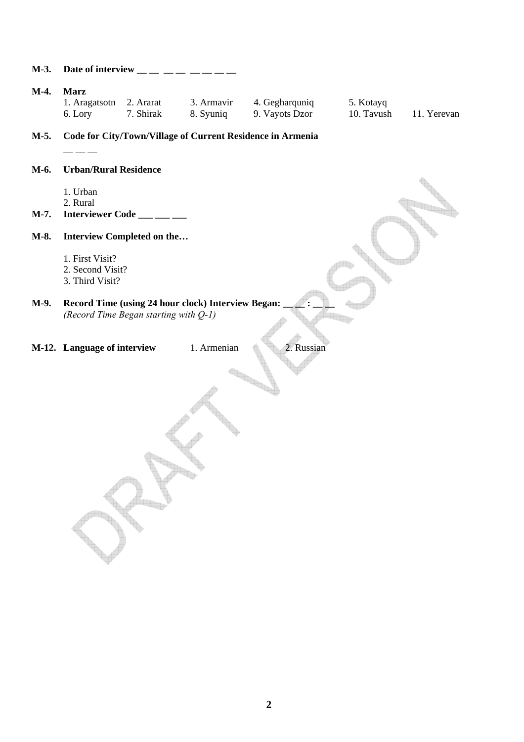**M-3. Date of interview __ __ __ __ __ __ __ __**

**M-4. Marz**

| | | | | | |
|---|---|---|---|---|---|
| 1. Aragatsotn | 2. Ararat | 3. Armavir | 4. Gegharquniq | 5. Kotayq | |
| 6. Lory | 7. Shirak | 8. Syuniq | 9. Vayots Dzor | 10. Tavush | 11. Yerevan |

**M-5. Code for City/Town/Village of Current Residence in Armenia**

__ __ __

**M-6. Urban/Rural Residence**

1. Urban
2. Rural

**M-7. Interviewer Code ___ ___ ___**

**M-8. Interview Completed on the…**

1. First Visit?
2. Second Visit?
3. Third Visit?

**M-9. Record Time (using 24 hour clock) Interview Began: __ __ : __ __**
*(Record Time Began starting with Q-1)*

**M-12. Language of interview** 1. Armenian 2. Russian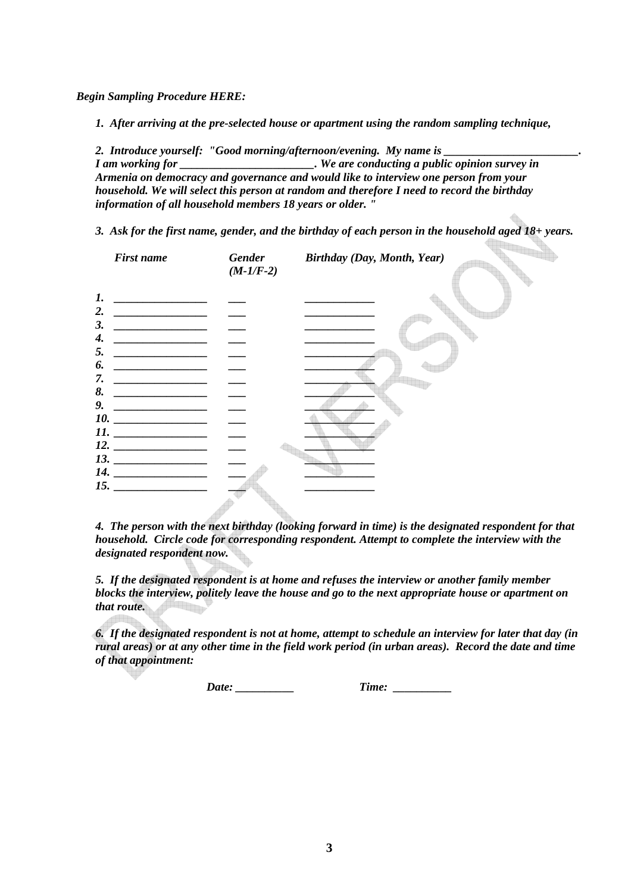*Begin Sampling Procedure HERE:*

1. *After arriving at the pre-selected house or apartment using the random sampling technique,*

2. *Introduce yourself: "Good morning/afternoon/evening. My name is _______________________. I am working for _______________________. We are conducting a public opinion survey in Armenia on democracy and governance and would like to interview one person from your household. We will select this person at random and therefore I need to record the birthday information of all household members 18 years or older. "*

3. *Ask for the first name, gender, and the birthday of each person in the household aged 18+ years.*

| | *First name* | *Gender (M-1/F-2)* | *Birthday (Day, Month, Year)* |
|---|---|---|---|
| *1.* | ________________ | ___ | ____________ |
| *2.* | ________________ | ___ | ____________ |
| *3.* | ________________ | ___ | ____________ |
| *4.* | ________________ | ___ | ____________ |
| *5.* | ________________ | ___ | ____________ |
| *6.* | ________________ | ___ | ____________ |
| *7.* | ________________ | ___ | ____________ |
| *8.* | ________________ | ___ | ____________ |
| *9.* | ________________ | ___ | ____________ |
| *10.* | ________________ | ___ | ____________ |
| *11.* | ________________ | ___ | ____________ |
| *12.* | ________________ | ___ | ____________ |
| *13.* | ________________ | ___ | ____________ |
| *14.* | ________________ | ___ | ____________ |
| *15.* | ________________ | ___ | ____________ |

4. *The person with the next birthday (looking forward in time) is the designated respondent for that household. Circle code for corresponding respondent. Attempt to complete the interview with the designated respondent now.*

5. *If the designated respondent is at home and refuses the interview or another family member blocks the interview, politely leave the house and go to the next appropriate house or apartment on that route.*

6. *If the designated respondent is not at home, attempt to schedule an interview for later that day (in rural areas) or at any other time in the field work period (in urban areas). Record the date and time of that appointment:*

*Date: __________* *Time: __________*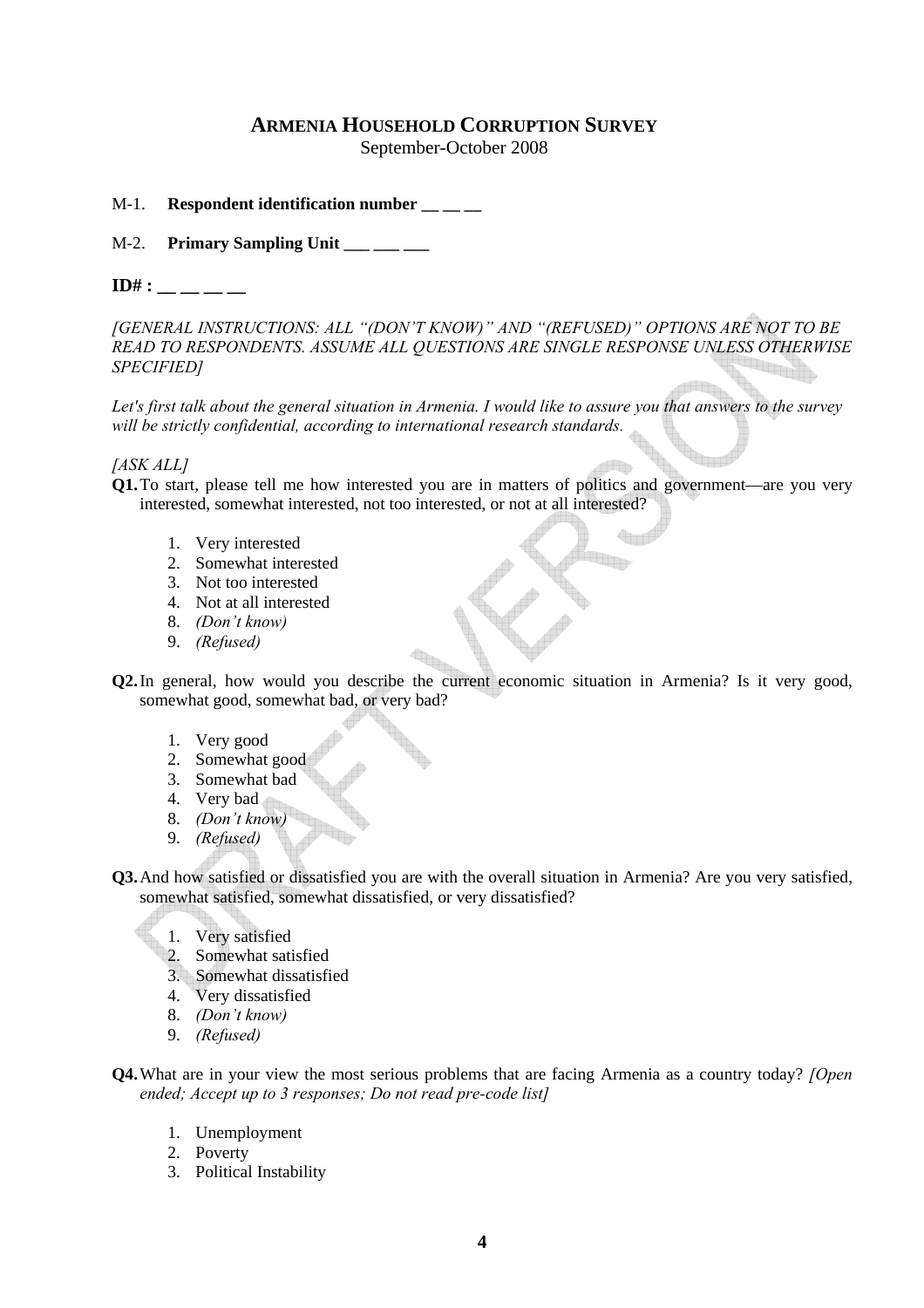# ARMENIA HOUSEHOLD CORRUPTION SURVEY

September-October 2008

M-1. **Respondent identification number __ __ __**

M-2. **Primary Sampling Unit ___ ___ ___**

**ID# : __ __ __ __**

*[GENERAL INSTRUCTIONS: ALL "(DON'T KNOW)" AND "(REFUSED)" OPTIONS ARE NOT TO BE READ TO RESPONDENTS. ASSUME ALL QUESTIONS ARE SINGLE RESPONSE UNLESS OTHERWISE SPECIFIED]*

*Let's first talk about the general situation in Armenia. I would like to assure you that answers to the survey will be strictly confidential, according to international research standards.*

*[ASK ALL]*

**Q1.** To start, please tell me how interested you are in matters of politics and government—are you very interested, somewhat interested, not too interested, or not at all interested?

1. Very interested
2. Somewhat interested
3. Not too interested
4. Not at all interested
8. *(Don't know)*
9. *(Refused)*

**Q2.** In general, how would you describe the current economic situation in Armenia? Is it very good, somewhat good, somewhat bad, or very bad?

1. Very good
2. Somewhat good
3. Somewhat bad
4. Very bad
8. *(Don't know)*
9. *(Refused)*

**Q3.** And how satisfied or dissatisfied you are with the overall situation in Armenia? Are you very satisfied, somewhat satisfied, somewhat dissatisfied, or very dissatisfied?

1. Very satisfied
2. Somewhat satisfied
3. Somewhat dissatisfied
4. Very dissatisfied
8. *(Don't know)*
9. *(Refused)*

**Q4.** What are in your view the most serious problems that are facing Armenia as a country today? *[Open ended; Accept up to 3 responses; Do not read pre-code list]*

1. Unemployment
2. Poverty
3. Political Instability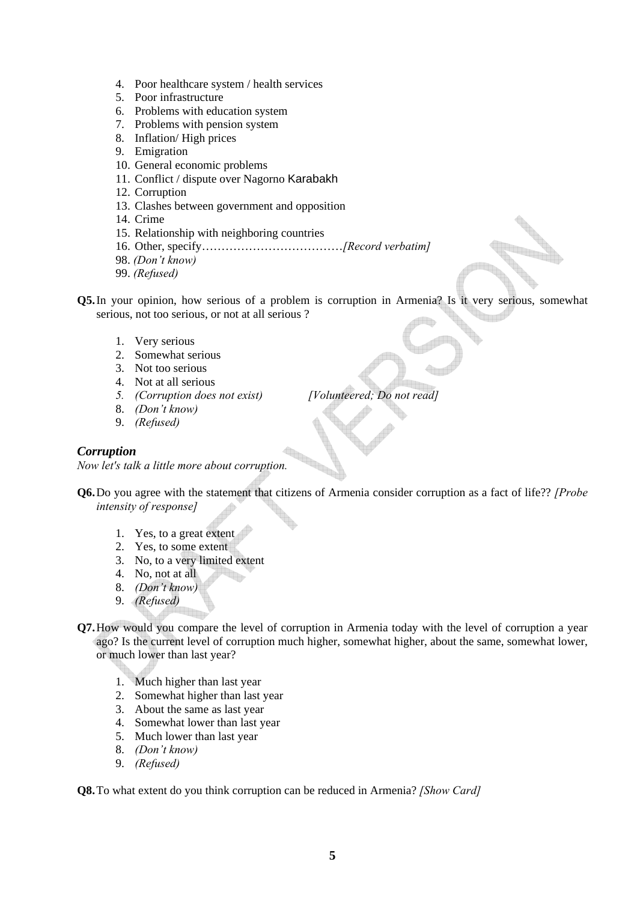4. Poor healthcare system / health services
5. Poor infrastructure
6. Problems with education system
7. Problems with pension system
8. Inflation/ High prices
9. Emigration
10. General economic problems
11. Conflict / dispute over Nagorno Karabakh
12. Corruption
13. Clashes between government and opposition
14. Crime
15. Relationship with neighboring countries
16. Other, specify………………………………*[Record verbatim]*

98. *(Don't know)*
99. *(Refused)*

**Q5.** In your opinion, how serious of a problem is corruption in Armenia? Is it very serious, somewhat serious, not too serious, or not at all serious ?

1. Very serious
2. Somewhat serious
3. Not too serious
4. Not at all serious
5. *(Corruption does not exist)* *[Volunteered; Do not read]*

8. *(Don't know)*
9. *(Refused)*

### *Corruption*

*Now let's talk a little more about corruption.*

**Q6.** Do you agree with the statement that citizens of Armenia consider corruption as a fact of life?? *[Probe intensity of response]*

1. Yes, to a great extent
2. Yes, to some extent
3. No, to a very limited extent
4. No, not at all

8. *(Don't know)*
9. *(Refused)*

**Q7.** How would you compare the level of corruption in Armenia today with the level of corruption a year ago? Is the current level of corruption much higher, somewhat higher, about the same, somewhat lower, or much lower than last year?

1. Much higher than last year
2. Somewhat higher than last year
3. About the same as last year
4. Somewhat lower than last year
5. Much lower than last year

8. *(Don't know)*
9. *(Refused)*

**Q8.** To what extent do you think corruption can be reduced in Armenia? *[Show Card]*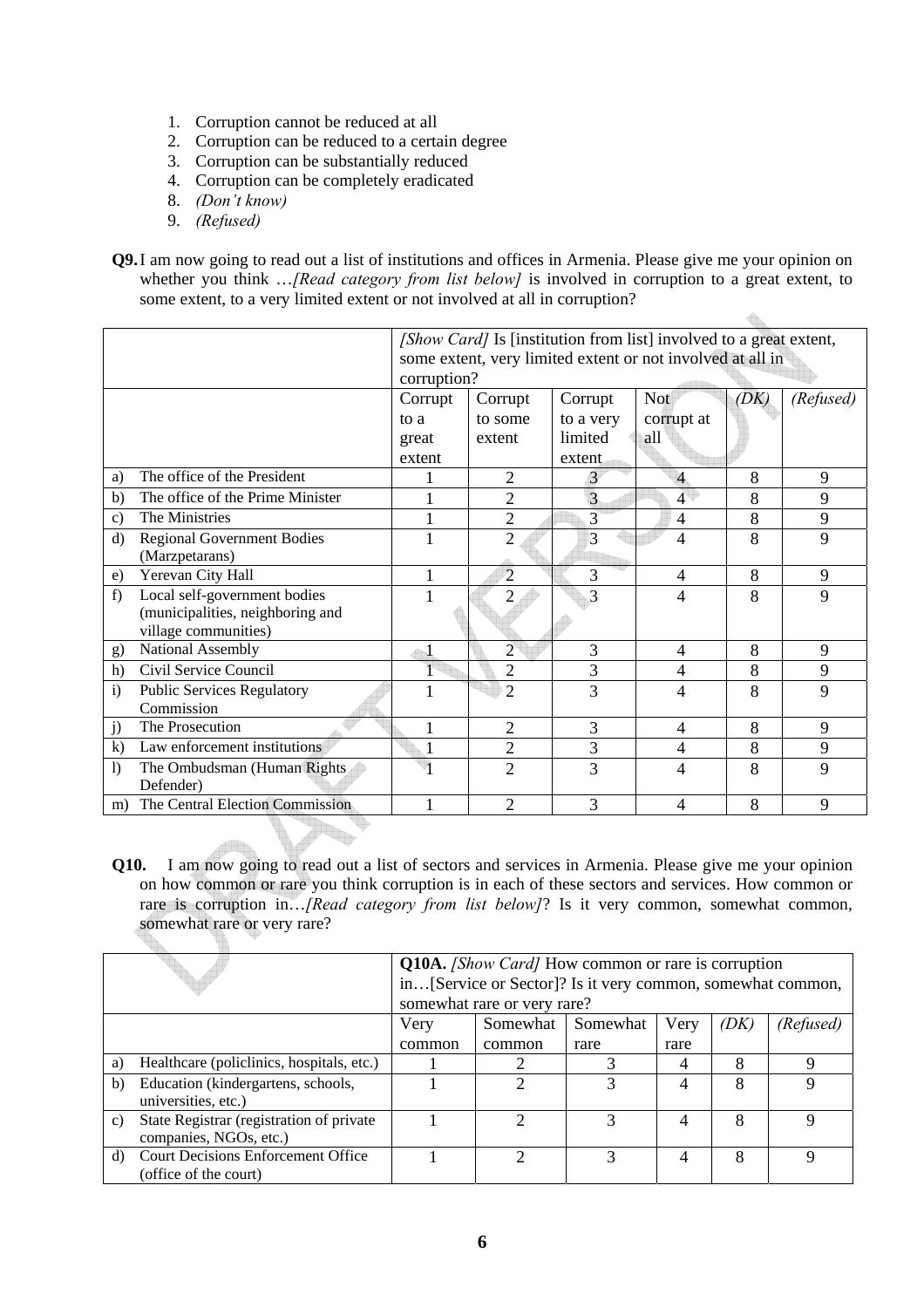1. Corruption cannot be reduced at all
2. Corruption can be reduced to a certain degree
3. Corruption can be substantially reduced
4. Corruption can be completely eradicated
8. *(Don't know)*
9. *(Refused)*

**Q9.** I am now going to read out a list of institutions and offices in Armenia. Please give me your opinion on whether you think …*[Read category from list below]* is involved in corruption to a great extent, to some extent, to a very limited extent or not involved at all in corruption?

| | *[Show Card]* Is [institution from list] involved to a great extent, some extent, very limited extent or not involved at all in corruption? | | | | | |
|---|---|---|---|---|---|---|
| | Corrupt to a great extent | Corrupt to some extent | Corrupt to a very limited extent | Not corrupt at all | *(DK)* | *(Refused)* |
| a) The office of the President | 1 | 2 | 3 | 4 | 8 | 9 |
| b) The office of the Prime Minister | 1 | 2 | 3 | 4 | 8 | 9 |
| c) The Ministries | 1 | 2 | 3 | 4 | 8 | 9 |
| d) Regional Government Bodies (Marzpetarans) | 1 | 2 | 3 | 4 | 8 | 9 |
| e) Yerevan City Hall | 1 | 2 | 3 | 4 | 8 | 9 |
| f) Local self-government bodies (municipalities, neighboring and village communities) | 1 | 2 | 3 | 4 | 8 | 9 |
| g) National Assembly | 1 | 2 | 3 | 4 | 8 | 9 |
| h) Civil Service Council | 1 | 2 | 3 | 4 | 8 | 9 |
| i) Public Services Regulatory Commission | 1 | 2 | 3 | 4 | 8 | 9 |
| j) The Prosecution | 1 | 2 | 3 | 4 | 8 | 9 |
| k) Law enforcement institutions | 1 | 2 | 3 | 4 | 8 | 9 |
| l) The Ombudsman (Human Rights Defender) | 1 | 2 | 3 | 4 | 8 | 9 |
| m) The Central Election Commission | 1 | 2 | 3 | 4 | 8 | 9 |

**Q10.** I am now going to read out a list of sectors and services in Armenia. Please give me your opinion on how common or rare you think corruption is in each of these sectors and services. How common or rare is corruption in…*[Read category from list below]*? Is it very common, somewhat common, somewhat rare or very rare?

| | **Q10A.** *[Show Card]* How common or rare is corruption in…[Service or Sector]? Is it very common, somewhat common, somewhat rare or very rare? | | | | | |
|---|---|---|---|---|---|---|
| | Very common | Somewhat common | Somewhat rare | Very rare | *(DK)* | *(Refused)* |
| a) Healthcare (policlinics, hospitals, etc.) | 1 | 2 | 3 | 4 | 8 | 9 |
| b) Education (kindergartens, schools, universities, etc.) | 1 | 2 | 3 | 4 | 8 | 9 |
| c) State Registrar (registration of private companies, NGOs, etc.) | 1 | 2 | 3 | 4 | 8 | 9 |
| d) Court Decisions Enforcement Office (office of the court) | 1 | 2 | 3 | 4 | 8 | 9 |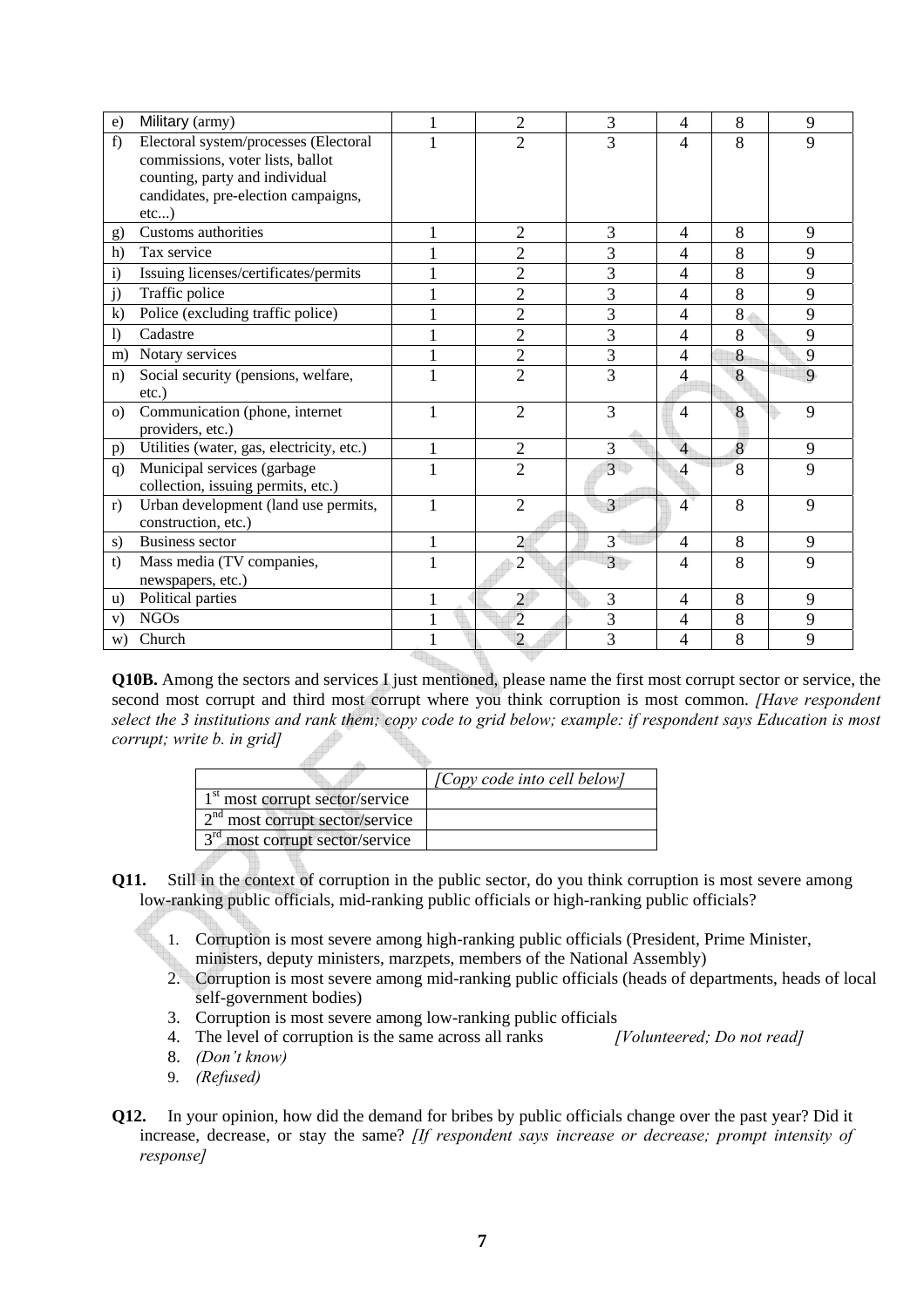| | | | | | | | |
|---|---|---|---|---|---|---|---|
| e) | Military (army) | 1 | 2 | 3 | 4 | 8 | 9 |
| f) | Electoral system/processes (Electoral commissions, voter lists, ballot counting, party and individual candidates, pre-election campaigns, etc...) | 1 | 2 | 3 | 4 | 8 | 9 |
| g) | Customs authorities | 1 | 2 | 3 | 4 | 8 | 9 |
| h) | Tax service | 1 | 2 | 3 | 4 | 8 | 9 |
| i) | Issuing licenses/certificates/permits | 1 | 2 | 3 | 4 | 8 | 9 |
| j) | Traffic police | 1 | 2 | 3 | 4 | 8 | 9 |
| k) | Police (excluding traffic police) | 1 | 2 | 3 | 4 | 8 | 9 |
| l) | Cadastre | 1 | 2 | 3 | 4 | 8 | 9 |
| m) | Notary services | 1 | 2 | 3 | 4 | 8 | 9 |
| n) | Social security (pensions, welfare, etc.) | 1 | 2 | 3 | 4 | 8 | 9 |
| o) | Communication (phone, internet providers, etc.) | 1 | 2 | 3 | 4 | 8 | 9 |
| p) | Utilities (water, gas, electricity, etc.) | 1 | 2 | 3 | 4 | 8 | 9 |
| q) | Municipal services (garbage collection, issuing permits, etc.) | 1 | 2 | 3 | 4 | 8 | 9 |
| r) | Urban development (land use permits, construction, etc.) | 1 | 2 | 3 | 4 | 8 | 9 |
| s) | Business sector | 1 | 2 | 3 | 4 | 8 | 9 |
| t) | Mass media (TV companies, newspapers, etc.) | 1 | 2 | 3 | 4 | 8 | 9 |
| u) | Political parties | 1 | 2 | 3 | 4 | 8 | 9 |
| v) | NGOs | 1 | 2 | 3 | 4 | 8 | 9 |
| w) | Church | 1 | 2 | 3 | 4 | 8 | 9 |

**Q10B.** Among the sectors and services I just mentioned, please name the first most corrupt sector or service, the second most corrupt and third most corrupt where you think corruption is most common. *[Have respondent select the 3 institutions and rank them; copy code to grid below; example: if respondent says Education is most corrupt; write b. in grid]*

| | *[Copy code into cell below]* |
|---|---|
| 1st most corrupt sector/service | |
| 2nd most corrupt sector/service | |
| 3rd most corrupt sector/service | |

**Q11.** Still in the context of corruption in the public sector, do you think corruption is most severe among low-ranking public officials, mid-ranking public officials or high-ranking public officials?

1. Corruption is most severe among high-ranking public officials (President, Prime Minister, ministers, deputy ministers, marzpets, members of the National Assembly)
2. Corruption is most severe among mid-ranking public officials (heads of departments, heads of local self-government bodies)
3. Corruption is most severe among low-ranking public officials
4. The level of corruption is the same across all ranks *[Volunteered; Do not read]*
8. *(Don't know)*
9. *(Refused)*

**Q12.** In your opinion, how did the demand for bribes by public officials change over the past year? Did it increase, decrease, or stay the same? *[If respondent says increase or decrease; prompt intensity of response]*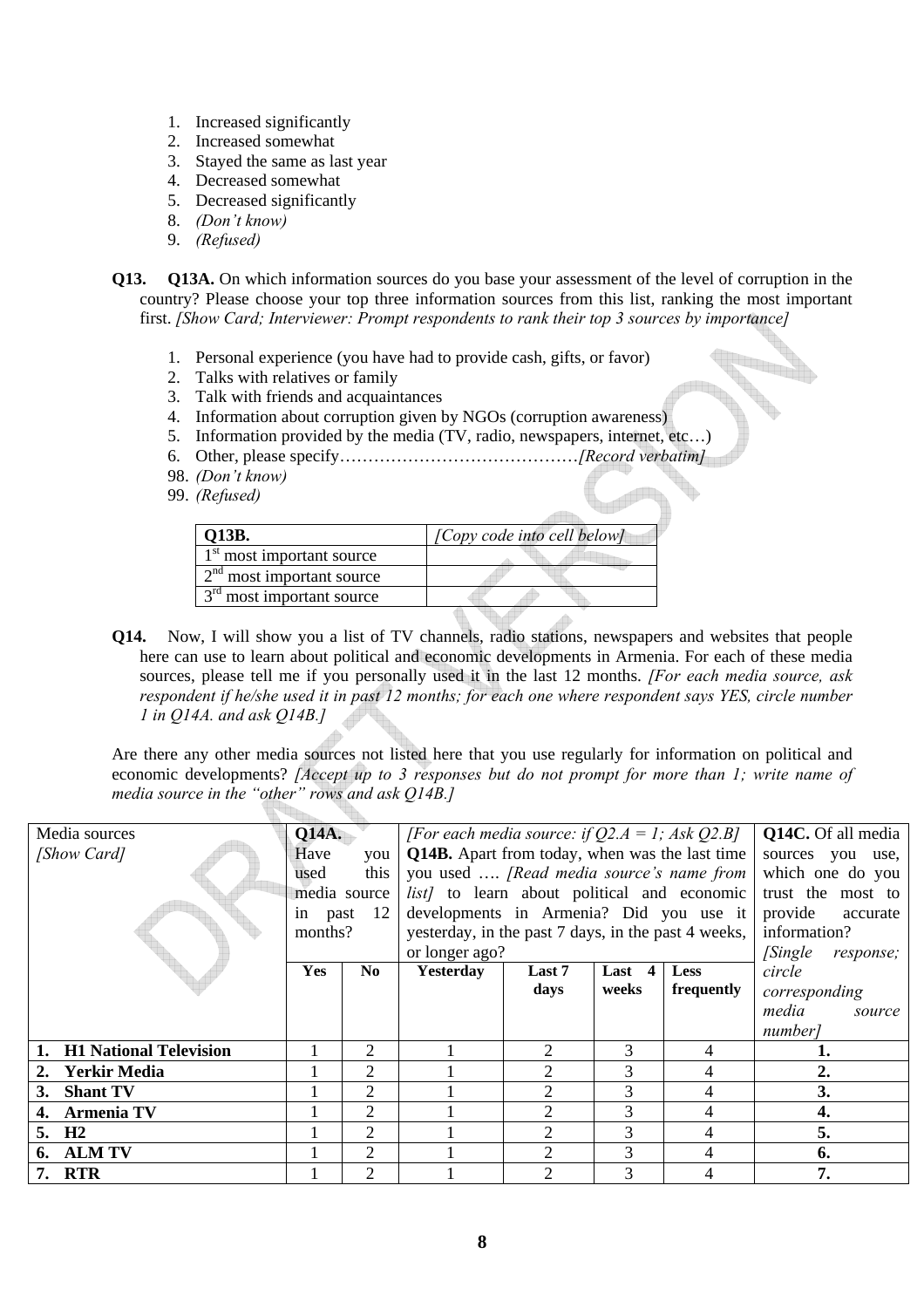1. Increased significantly
2. Increased somewhat
3. Stayed the same as last year
4. Decreased somewhat
5. Decreased significantly
8. *(Don't know)*
9. *(Refused)*

**Q13. Q13A.** On which information sources do you base your assessment of the level of corruption in the country? Please choose your top three information sources from this list, ranking the most important first. *[Show Card; Interviewer: Prompt respondents to rank their top 3 sources by importance]*

1. Personal experience (you have had to provide cash, gifts, or favor)
2. Talks with relatives or family
3. Talk with friends and acquaintances
4. Information about corruption given by NGOs (corruption awareness)
5. Information provided by the media (TV, radio, newspapers, internet, etc…)
6. Other, please specify……………………………………*[Record verbatim]*
98. *(Don't know)*
99. *(Refused)*

| **Q13B.** | *[Copy code into cell below]* |
|---|---|
| 1st most important source | |
| 2nd most important source | |
| 3rd most important source | |

**Q14.** Now, I will show you a list of TV channels, radio stations, newspapers and websites that people here can use to learn about political and economic developments in Armenia. For each of these media sources, please tell me if you personally used it in the last 12 months. *[For each media source, ask respondent if he/she used it in past 12 months; for each one where respondent says YES, circle number 1 in Q14A. and ask Q14B.]*

Are there any other media sources not listed here that you use regularly for information on political and economic developments? *[Accept up to 3 responses but do not prompt for more than 1; write name of media source in the "other" rows and ask Q14B.]*

| Media sources *[Show Card]* | **Q14A.** Have you used this media source in past 12 months? | | *[For each media source: if Q2.A = 1; Ask Q2.B]* **Q14B.** Apart from today, when was the last time you used …. *[Read media source's name from list]* to learn about political and economic developments in Armenia? Did you use it yesterday, in the past 7 days, in the past 4 weeks, or longer ago? | | | | **Q14C.** Of all media sources you use, which one do you trust the most to provide accurate information? *[Single response; circle corresponding media source number]* |
|---|---|---|---|---|---|---|---|
| | **Yes** | **No** | **Yesterday** | **Last 7 days** | **Last 4 weeks** | **Less frequently** | |
| **1. H1 National Television** | 1 | 2 | 1 | 2 | 3 | 4 | **1.** |
| **2. Yerkir Media** | 1 | 2 | 1 | 2 | 3 | 4 | **2.** |
| **3. Shant TV** | 1 | 2 | 1 | 2 | 3 | 4 | **3.** |
| **4. Armenia TV** | 1 | 2 | 1 | 2 | 3 | 4 | **4.** |
| **5. H2** | 1 | 2 | 1 | 2 | 3 | 4 | **5.** |
| **6. ALM TV** | 1 | 2 | 1 | 2 | 3 | 4 | **6.** |
| **7. RTR** | 1 | 2 | 1 | 2 | 3 | 4 | **7.** |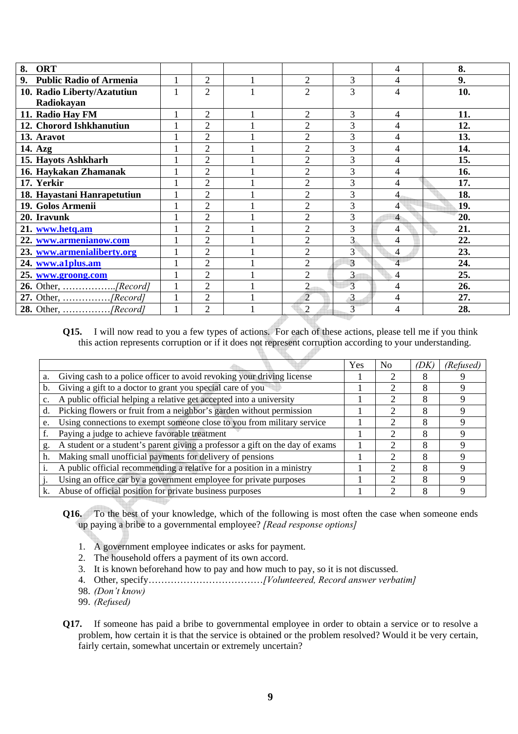| | | | | | | | |
|---|---|---|---|---|---|---|---|
| **8. ORT** | | | | | | 4 | **8.** |
| **9. Public Radio of Armenia** | 1 | 2 | 1 | 2 | 3 | 4 | **9.** |
| **10. Radio Liberty/Azatutiun Radiokayan** | 1 | 2 | 1 | 2 | 3 | 4 | **10.** |
| **11. Radio Hay FM** | 1 | 2 | 1 | 2 | 3 | 4 | **11.** |
| **12. Chorord Ishkhanutiun** | 1 | 2 | 1 | 2 | 3 | 4 | **12.** |
| **13. Aravot** | 1 | 2 | 1 | 2 | 3 | 4 | **13.** |
| **14. Azg** | 1 | 2 | 1 | 2 | 3 | 4 | **14.** |
| **15. Hayots Ashkharh** | 1 | 2 | 1 | 2 | 3 | 4 | **15.** |
| **16. Haykakan Zhamanak** | 1 | 2 | 1 | 2 | 3 | 4 | **16.** |
| **17. Yerkir** | 1 | 2 | 1 | 2 | 3 | 4 | **17.** |
| **18. Hayastani Hanrapetutiun** | 1 | 2 | 1 | 2 | 3 | 4 | **18.** |
| **19. Golos Armenii** | 1 | 2 | 1 | 2 | 3 | 4 | **19.** |
| **20. Iravunk** | 1 | 2 | 1 | 2 | 3 | 4 | **20.** |
| **21. www.hetq.am** | 1 | 2 | 1 | 2 | 3 | 4 | **21.** |
| **22. www.armenianow.com** | 1 | 2 | 1 | 2 | 3 | 4 | **22.** |
| **23. www.armenialiberty.org** | 1 | 2 | 1 | 2 | 3 | 4 | **23.** |
| **24. www.a1plus.am** | 1 | 2 | 1 | 2 | 3 | 4 | **24.** |
| **25. www.groong.com** | 1 | 2 | 1 | 2 | 3 | 4 | **25.** |
| **26.** Other, ……………..*[Record]* | 1 | 2 | 1 | 2 | 3 | 4 | **26.** |
| **27.** Other, ……………*[Record]* | 1 | 2 | 1 | 2 | 3 | 4 | **27.** |
| **28.** Other, ……………*[Record]* | 1 | 2 | 1 | 2 | 3 | 4 | **28.** |

**Q15.** I will now read to you a few types of actions. For each of these actions, please tell me if you think this action represents corruption or if it does not represent corruption according to your understanding.

| | Yes | No | *(DK)* | *(Refused)* |
|---|---|---|---|---|
| a. Giving cash to a police officer to avoid revoking your driving license | 1 | 2 | 8 | 9 |
| b. Giving a gift to a doctor to grant you special care of you | 1 | 2 | 8 | 9 |
| c. A public official helping a relative get accepted into a university | 1 | 2 | 8 | 9 |
| d. Picking flowers or fruit from a neighbor's garden without permission | 1 | 2 | 8 | 9 |
| e. Using connections to exempt someone close to you from military service | 1 | 2 | 8 | 9 |
| f. Paying a judge to achieve favorable treatment | 1 | 2 | 8 | 9 |
| g. A student or a student's parent giving a professor a gift on the day of exams | 1 | 2 | 8 | 9 |
| h. Making small unofficial payments for delivery of pensions | 1 | 2 | 8 | 9 |
| i. A public official recommending a relative for a position in a ministry | 1 | 2 | 8 | 9 |
| j. Using an office car by a government employee for private purposes | 1 | 2 | 8 | 9 |
| k. Abuse of official position for private business purposes | 1 | 2 | 8 | 9 |

**Q16.** To the best of your knowledge, which of the following is most often the case when someone ends up paying a bribe to a governmental employee? *[Read response options]*

1. A government employee indicates or asks for payment.
2. The household offers a payment of its own accord.
3. It is known beforehand how to pay and how much to pay, so it is not discussed.
4. Other, specify………………………………*[Volunteered, Record answer verbatim]*

98. *(Don't know)*
99. *(Refused)*

**Q17.** If someone has paid a bribe to governmental employee in order to obtain a service or to resolve a problem, how certain it is that the service is obtained or the problem resolved? Would it be very certain, fairly certain, somewhat uncertain or extremely uncertain?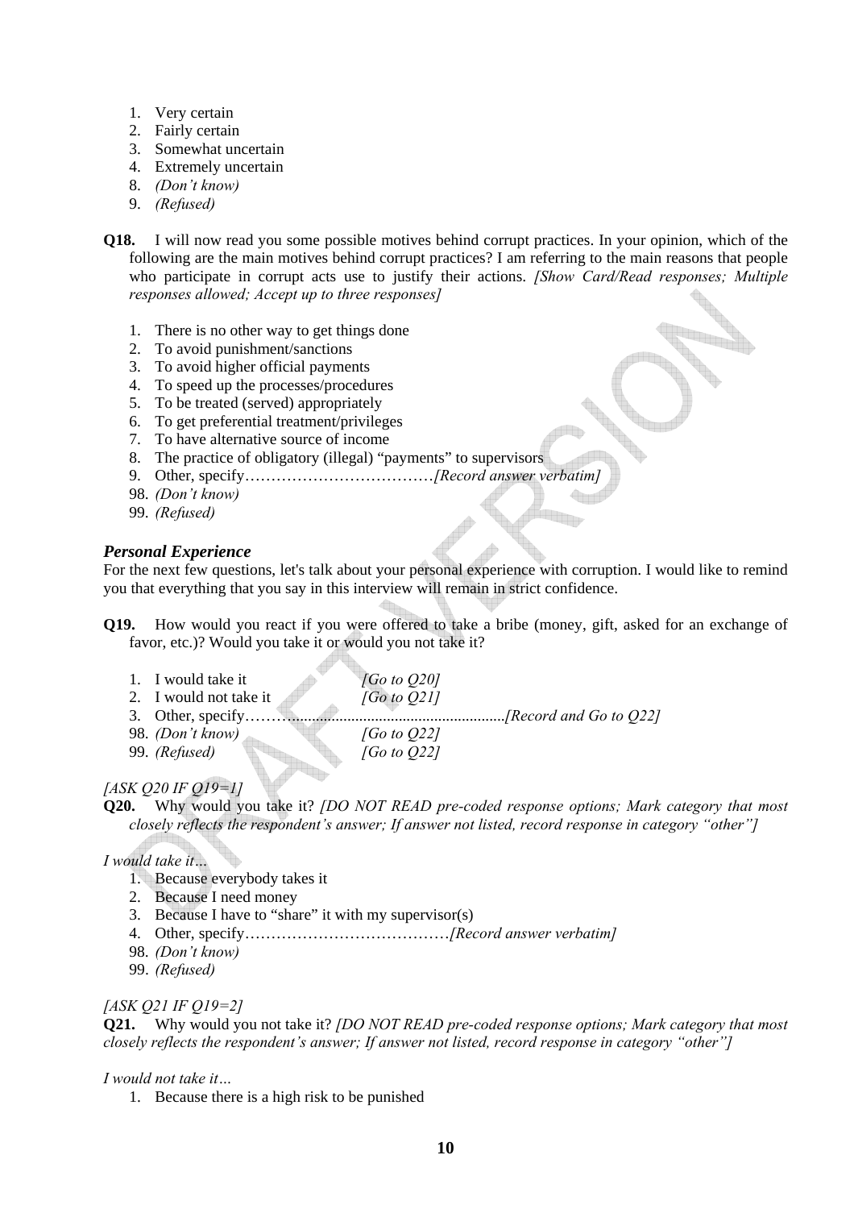1. Very certain
2. Fairly certain
3. Somewhat uncertain
4. Extremely uncertain
8. *(Don't know)*
9. *(Refused)*

**Q18.** I will now read you some possible motives behind corrupt practices. In your opinion, which of the following are the main motives behind corrupt practices? I am referring to the main reasons that people who participate in corrupt acts use to justify their actions. *[Show Card/Read responses; Multiple responses allowed; Accept up to three responses]*

1. There is no other way to get things done
2. To avoid punishment/sanctions
3. To avoid higher official payments
4. To speed up the processes/procedures
5. To be treated (served) appropriately
6. To get preferential treatment/privileges
7. To have alternative source of income
8. The practice of obligatory (illegal) "payments" to supervisors
9. Other, specify………………………………*[Record answer verbatim]*
98. *(Don't know)*
99. *(Refused)*

### *Personal Experience*

For the next few questions, let's talk about your personal experience with corruption. I would like to remind you that everything that you say in this interview will remain in strict confidence.

**Q19.** How would you react if you were offered to take a bribe (money, gift, asked for an exchange of favor, etc.)? Would you take it or would you not take it?

1. I would take it *[Go to Q20]*
2. I would not take it *[Go to Q21]*
3. Other, specify……………………………………………………*[Record and Go to Q22]*
98. *(Don't know)* *[Go to Q22]*
99. *(Refused)* *[Go to Q22]*

*[ASK Q20 IF Q19=1]*

**Q20.** Why would you take it? *[DO NOT READ pre-coded response options; Mark category that most closely reflects the respondent's answer; If answer not listed, record response in category "other"]*

*I would take it…*

1. Because everybody takes it
2. Because I need money
3. Because I have to "share" it with my supervisor(s)
4. Other, specify…………………………………*[Record answer verbatim]*
98. *(Don't know)*
99. *(Refused)*

*[ASK Q21 IF Q19=2]*

**Q21.** Why would you not take it? *[DO NOT READ pre-coded response options; Mark category that most closely reflects the respondent's answer; If answer not listed, record response in category "other"]*

*I would not take it…*

1. Because there is a high risk to be punished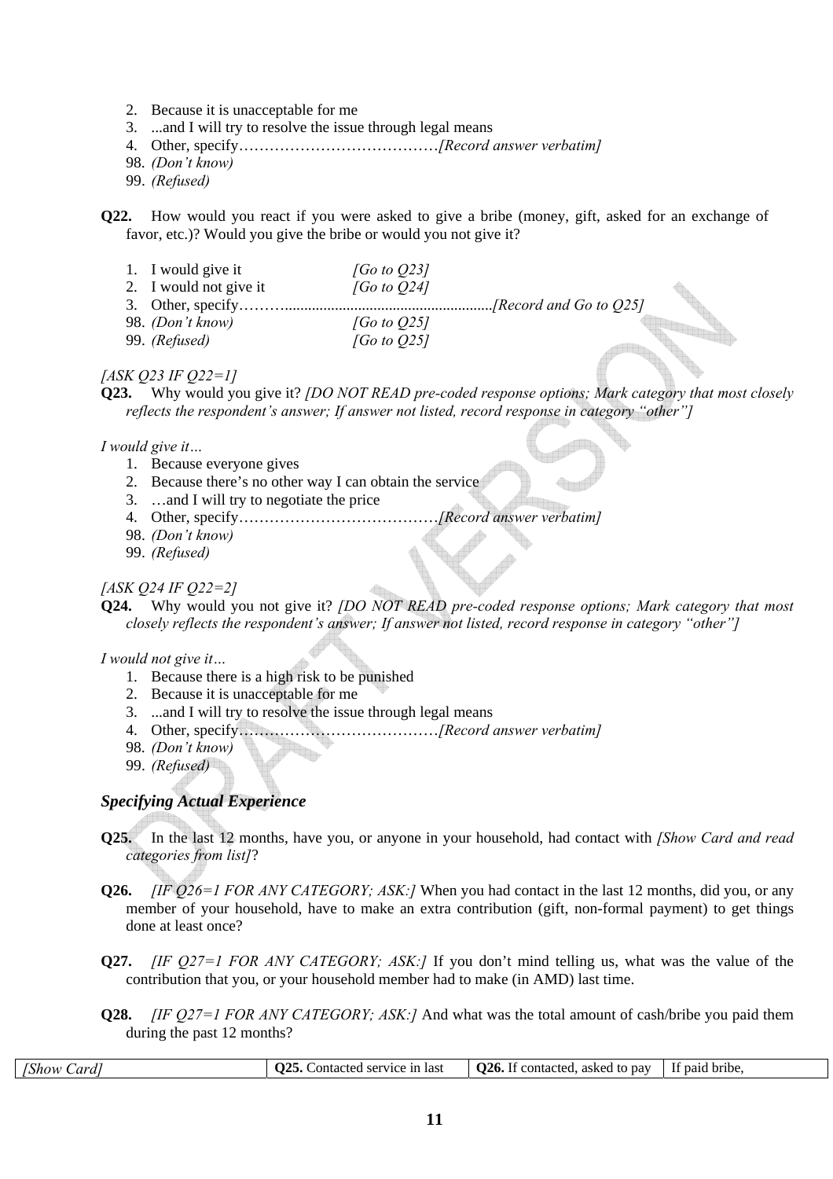2. Because it is unacceptable for me
3. ...and I will try to resolve the issue through legal means
4. Other, specify…………………………………*[Record answer verbatim]*
98. *(Don't know)*
99. *(Refused)*

**Q22.** How would you react if you were asked to give a bribe (money, gift, asked for an exchange of favor, etc.)? Would you give the bribe or would you not give it?

1. I would give it *[Go to Q23]*
2. I would not give it *[Go to Q24]*
3. Other, specify……….......................................................*[Record and Go to Q25]*
98. *(Don't know)* *[Go to Q25]*
99. *(Refused)* *[Go to Q25]*

*[ASK Q23 IF Q22=1]*

**Q23.** Why would you give it? *[DO NOT READ pre-coded response options; Mark category that most closely reflects the respondent's answer; If answer not listed, record response in category "other"]*

*I would give it…*

1. Because everyone gives
2. Because there's no other way I can obtain the service
3. …and I will try to negotiate the price
4. Other, specify…………………………………*[Record answer verbatim]*
98. *(Don't know)*
99. *(Refused)*

*[ASK Q24 IF Q22=2]*

**Q24.** Why would you not give it? *[DO NOT READ pre-coded response options; Mark category that most closely reflects the respondent's answer; If answer not listed, record response in category "other"]*

*I would not give it…*

1. Because there is a high risk to be punished
2. Because it is unacceptable for me
3. ...and I will try to resolve the issue through legal means
4. Other, specify…………………………………*[Record answer verbatim]*
98. *(Don't know)*
99. *(Refused)*

### *Specifying Actual Experience*

**Q25.** In the last 12 months, have you, or anyone in your household, had contact with *[Show Card and read categories from list]*?

**Q26.** *[IF Q26=1 FOR ANY CATEGORY; ASK:]* When you had contact in the last 12 months, did you, or any member of your household, have to make an extra contribution (gift, non-formal payment) to get things done at least once?

**Q27.** *[IF Q27=1 FOR ANY CATEGORY; ASK:]* If you don't mind telling us, what was the value of the contribution that you, or your household member had to make (in AMD) last time.

**Q28.** *[IF Q27=1 FOR ANY CATEGORY; ASK:]* And what was the total amount of cash/bribe you paid them during the past 12 months?

| *[Show Card]* | **Q25.** Contacted service in last | **Q26.** If contacted, asked to pay | If paid bribe, |
|---|---|---|---|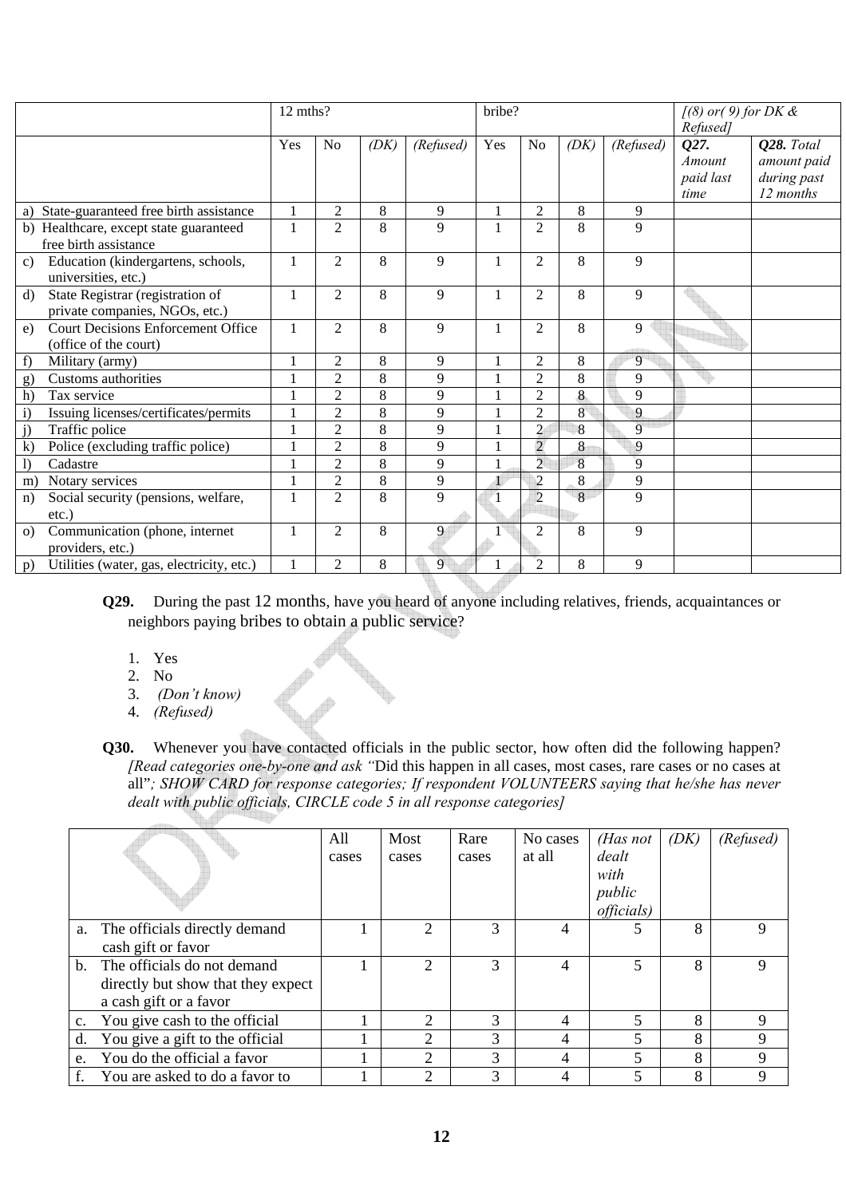| | 12 mths? | | | | bribe? | | | | [(8) or( 9) for DK & Refused] | |
|---|---|---|---|---|---|---|---|---|---|---|
| | Yes | No | *(DK)* | *(Refused)* | Yes | No | *(DK)* | *(Refused)* | ***Q27.*** *Amount paid last time* | ***Q28.*** *Total amount paid during past 12 months* |
| a) State-guaranteed free birth assistance | 1 | 2 | 8 | 9 | 1 | 2 | 8 | 9 | | |
| b) Healthcare, except state guaranteed free birth assistance | 1 | 2 | 8 | 9 | 1 | 2 | 8 | 9 | | |
| c) Education (kindergartens, schools, universities, etc.) | 1 | 2 | 8 | 9 | 1 | 2 | 8 | 9 | | |
| d) State Registrar (registration of private companies, NGOs, etc.) | 1 | 2 | 8 | 9 | 1 | 2 | 8 | 9 | | |
| e) Court Decisions Enforcement Office (office of the court) | 1 | 2 | 8 | 9 | 1 | 2 | 8 | 9 | | |
| f) Military (army) | 1 | 2 | 8 | 9 | 1 | 2 | 8 | 9 | | |
| g) Customs authorities | 1 | 2 | 8 | 9 | 1 | 2 | 8 | 9 | | |
| h) Tax service | 1 | 2 | 8 | 9 | 1 | 2 | 8 | 9 | | |
| i) Issuing licenses/certificates/permits | 1 | 2 | 8 | 9 | 1 | 2 | 8 | 9 | | |
| j) Traffic police | 1 | 2 | 8 | 9 | 1 | 2 | 8 | 9 | | |
| k) Police (excluding traffic police) | 1 | 2 | 8 | 9 | 1 | 2 | 8 | 9 | | |
| l) Cadastre | 1 | 2 | 8 | 9 | 1 | 2 | 8 | 9 | | |
| m) Notary services | 1 | 2 | 8 | 9 | 1 | 2 | 8 | 9 | | |
| n) Social security (pensions, welfare, etc.) | 1 | 2 | 8 | 9 | 1 | 2 | 8 | 9 | | |
| o) Communication (phone, internet providers, etc.) | 1 | 2 | 8 | 9 | 1 | 2 | 8 | 9 | | |
| p) Utilities (water, gas, electricity, etc.) | 1 | 2 | 8 | 9 | 1 | 2 | 8 | 9 | | |

**Q29.** During the past 12 months, have you heard of anyone including relatives, friends, acquaintances or neighbors paying bribes to obtain a public service?

1. Yes
2. No
3. *(Don't know)*
4. *(Refused)*

**Q30.** Whenever you have contacted officials in the public sector, how often did the following happen? *[Read categories one-by-one and ask "*Did this happen in all cases, most cases, rare cases or no cases at all"*; SHOW CARD for response categories; If respondent VOLUNTEERS saying that he/she has never dealt with public officials, CIRCLE code 5 in all response categories]*

| | All cases | Most cases | Rare cases | No cases at all | *(Has not dealt with public officials)* | *(DK)* | *(Refused)* |
|---|---|---|---|---|---|---|---|
| a. The officials directly demand cash gift or favor | 1 | 2 | 3 | 4 | 5 | 8 | 9 |
| b. The officials do not demand directly but show that they expect a cash gift or a favor | 1 | 2 | 3 | 4 | 5 | 8 | 9 |
| c. You give cash to the official | 1 | 2 | 3 | 4 | 5 | 8 | 9 |
| d. You give a gift to the official | 1 | 2 | 3 | 4 | 5 | 8 | 9 |
| e. You do the official a favor | 1 | 2 | 3 | 4 | 5 | 8 | 9 |
| f. You are asked to do a favor to | 1 | 2 | 3 | 4 | 5 | 8 | 9 |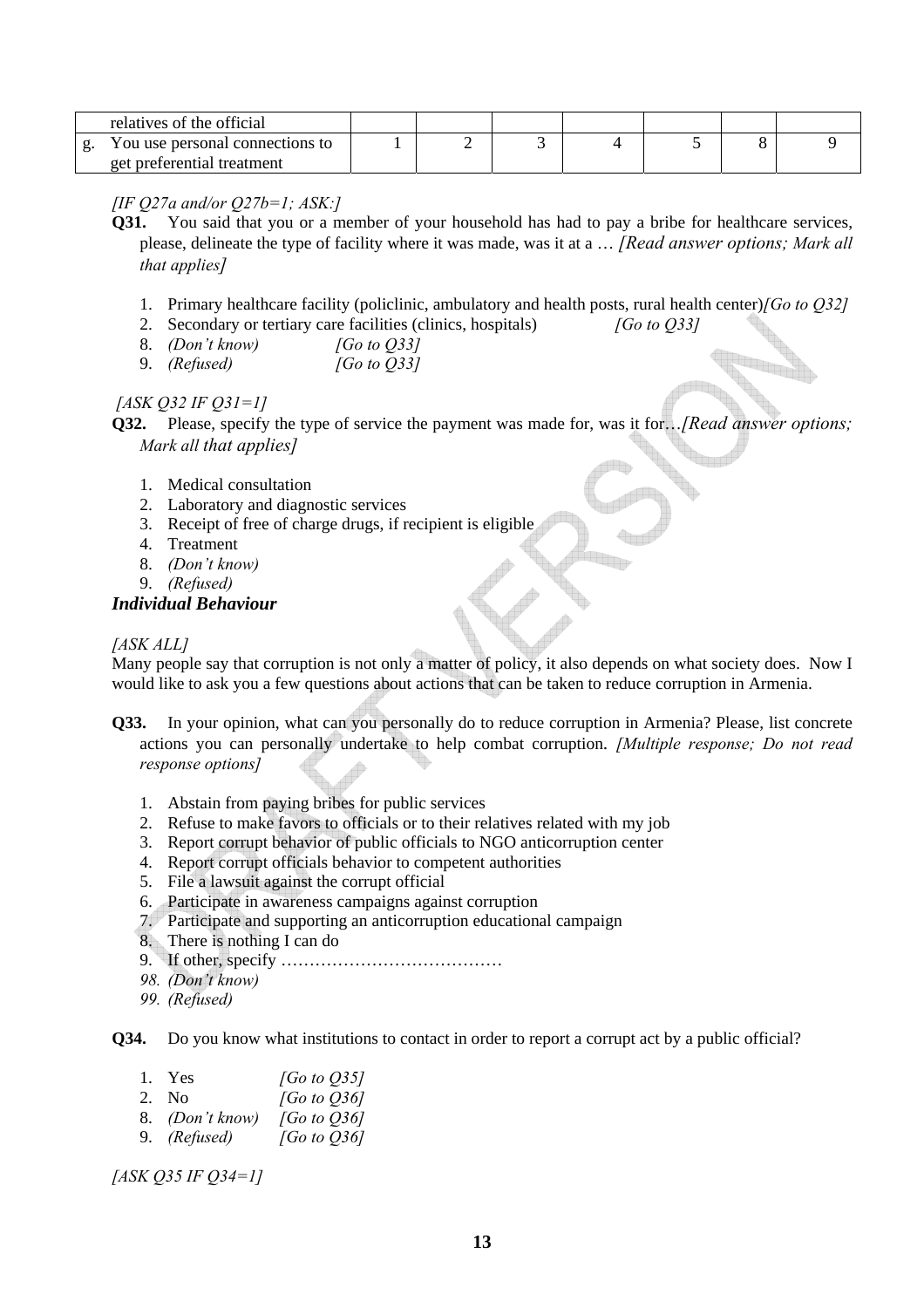| | | | | | | | | |
|---|---|---|---|---|---|---|---|---|
| | relatives of the official | | | | | | | |
| g. | You use personal connections to get preferential treatment | 1 | 2 | 3 | 4 | 5 | 8 | 9 |

*[IF Q27a and/or Q27b=1; ASK:]*

**Q31.** You said that you or a member of your household has had to pay a bribe for healthcare services, please, delineate the type of facility where it was made, was it at a … *[Read answer options; Mark all that applies]*

1. Primary healthcare facility (policlinic, ambulatory and health posts, rural health center)*[Go to Q32]*
2. Secondary or tertiary care facilities (clinics, hospitals) *[Go to Q33]*
8. *(Don't know)* *[Go to Q33]*
9. *(Refused)* *[Go to Q33]*

*[ASK Q32 IF Q31=1]*

**Q32.** Please, specify the type of service the payment was made for, was it for…*[Read answer options; Mark all that applies]*

1. Medical consultation
2. Laboratory and diagnostic services
3. Receipt of free of charge drugs, if recipient is eligible
4. Treatment
8. *(Don't know)*
9. *(Refused)*

### *Individual Behaviour*

*[ASK ALL]*

Many people say that corruption is not only a matter of policy, it also depends on what society does. Now I would like to ask you a few questions about actions that can be taken to reduce corruption in Armenia.

**Q33.** In your opinion, what can you personally do to reduce corruption in Armenia? Please, list concrete actions you can personally undertake to help combat corruption. *[Multiple response; Do not read response options]*

1. Abstain from paying bribes for public services
2. Refuse to make favors to officials or to their relatives related with my job
3. Report corrupt behavior of public officials to NGO anticorruption center
4. Report corrupt officials behavior to competent authorities
5. File a lawsuit against the corrupt official
6. Participate in awareness campaigns against corruption
7. Participate and supporting an anticorruption educational campaign
8. There is nothing I can do
9. If other, specify …………………………………
98. *(Don't know)*
99. *(Refused)*

**Q34.** Do you know what institutions to contact in order to report a corrupt act by a public official?

1. Yes *[Go to Q35]*
2. No *[Go to Q36]*
8. *(Don't know)* *[Go to Q36]*
9. *(Refused)* *[Go to Q36]*

*[ASK Q35 IF Q34=1]*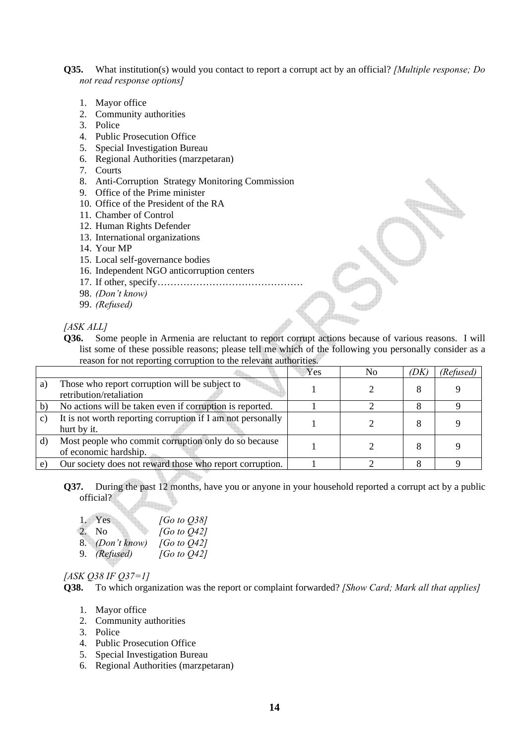**Q35.** What institution(s) would you contact to report a corrupt act by an official? *[Multiple response; Do not read response options]*

1. Mayor office
2. Community authorities
3. Police
4. Public Prosecution Office
5. Special Investigation Bureau
6. Regional Authorities (marzpetaran)
7. Courts
8. Anti-Corruption Strategy Monitoring Commission
9. Office of the Prime minister
10. Office of the President of the RA
11. Chamber of Control
12. Human Rights Defender
13. International organizations
14. Your MP
15. Local self-governance bodies
16. Independent NGO anticorruption centers
17. If other, specify………………………………………

98. *(Don't know)*
99. *(Refused)*

*[ASK ALL]*

**Q36.** Some people in Armenia are reluctant to report corrupt actions because of various reasons. I will list some of these possible reasons; please tell me which of the following you personally consider as a reason for not reporting corruption to the relevant authorities.

| | | Yes | No | *(DK)* | *(Refused)* |
|---|---|---|---|---|---|
| a) | Those who report corruption will be subject to retribution/retaliation | 1 | 2 | 8 | 9 |
| b) | No actions will be taken even if corruption is reported. | 1 | 2 | 8 | 9 |
| c) | It is not worth reporting corruption if I am not personally hurt by it. | 1 | 2 | 8 | 9 |
| d) | Most people who commit corruption only do so because of economic hardship. | 1 | 2 | 8 | 9 |
| e) | Our society does not reward those who report corruption. | 1 | 2 | 8 | 9 |

**Q37.** During the past 12 months, have you or anyone in your household reported a corrupt act by a public official?

1. Yes *[Go to Q38]*
2. No *[Go to Q42]*

8. *(Don't know)* *[Go to Q42]*
9. *(Refused)* *[Go to Q42]*

*[ASK Q38 IF Q37=1]*

**Q38.** To which organization was the report or complaint forwarded? *[Show Card; Mark all that applies]*

1. Mayor office
2. Community authorities
3. Police
4. Public Prosecution Office
5. Special Investigation Bureau
6. Regional Authorities (marzpetaran)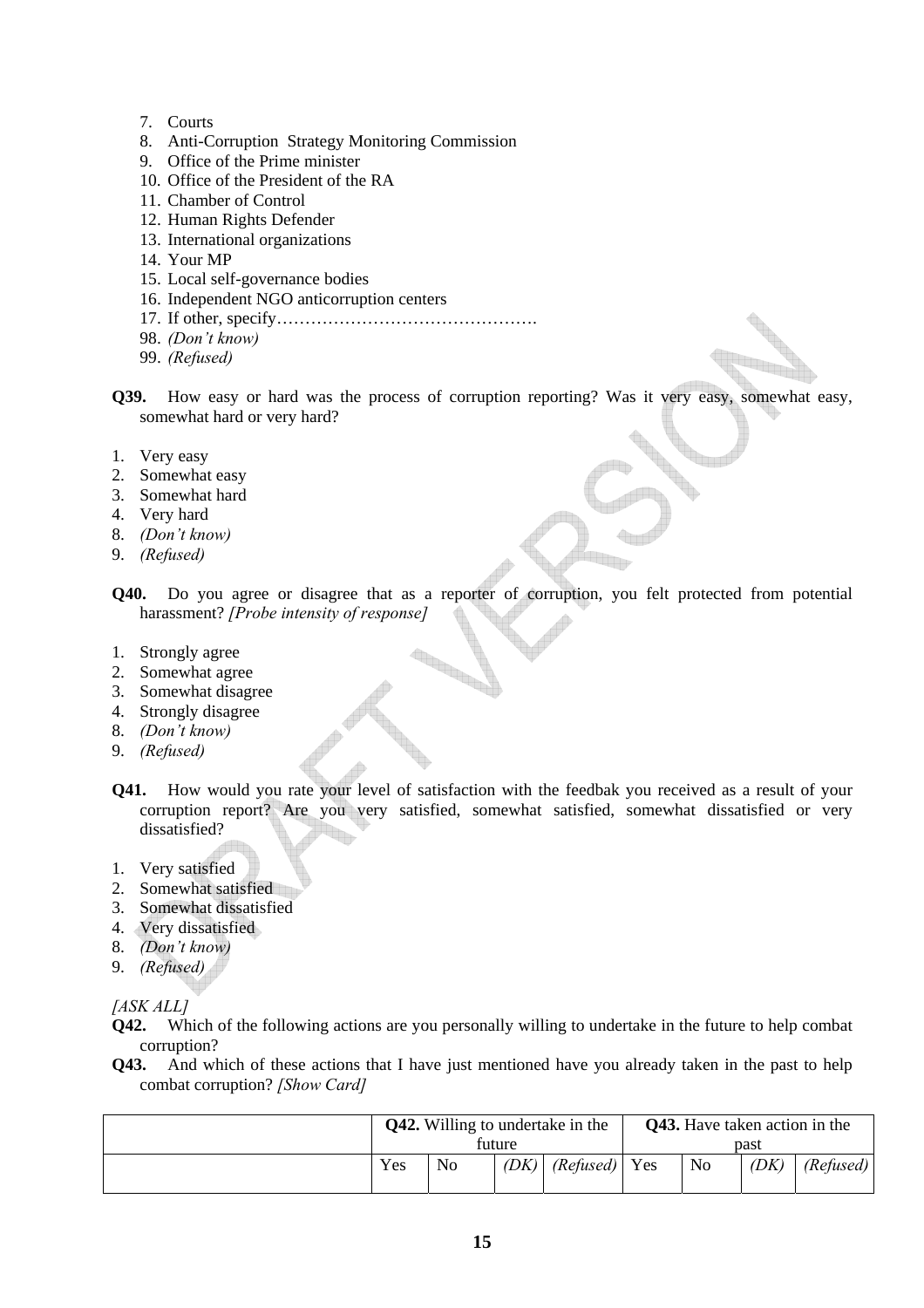7. Courts
8. Anti-Corruption Strategy Monitoring Commission
9. Office of the Prime minister
10. Office of the President of the RA
11. Chamber of Control
12. Human Rights Defender
13. International organizations
14. Your MP
15. Local self-governance bodies
16. Independent NGO anticorruption centers
17. If other, specify……………………………………….
98. *(Don't know)*
99. *(Refused)*

**Q39.** How easy or hard was the process of corruption reporting? Was it very easy, somewhat easy, somewhat hard or very hard?

1. Very easy
2. Somewhat easy
3. Somewhat hard
4. Very hard
8. *(Don't know)*
9. *(Refused)*

**Q40.** Do you agree or disagree that as a reporter of corruption, you felt protected from potential harassment? *[Probe intensity of response]*

1. Strongly agree
2. Somewhat agree
3. Somewhat disagree
4. Strongly disagree
8. *(Don't know)*
9. *(Refused)*

**Q41.** How would you rate your level of satisfaction with the feedbak you received as a result of your corruption report? Are you very satisfied, somewhat satisfied, somewhat dissatisfied or very dissatisfied?

1. Very satisfied
2. Somewhat satisfied
3. Somewhat dissatisfied
4. Very dissatisfied
8. *(Don't know)*
9. *(Refused)*

*[ASK ALL]*

**Q42.** Which of the following actions are you personally willing to undertake in the future to help combat corruption?

**Q43.** And which of these actions that I have just mentioned have you already taken in the past to help combat corruption? *[Show Card]*

| | **Q42.** Willing to undertake in the future | | | | **Q43.** Have taken action in the past | | | |
|---|---|---|---|---|---|---|---|---|
| | Yes | No | *(DK)* | *(Refused)* | Yes | No | *(DK)* | *(Refused)* |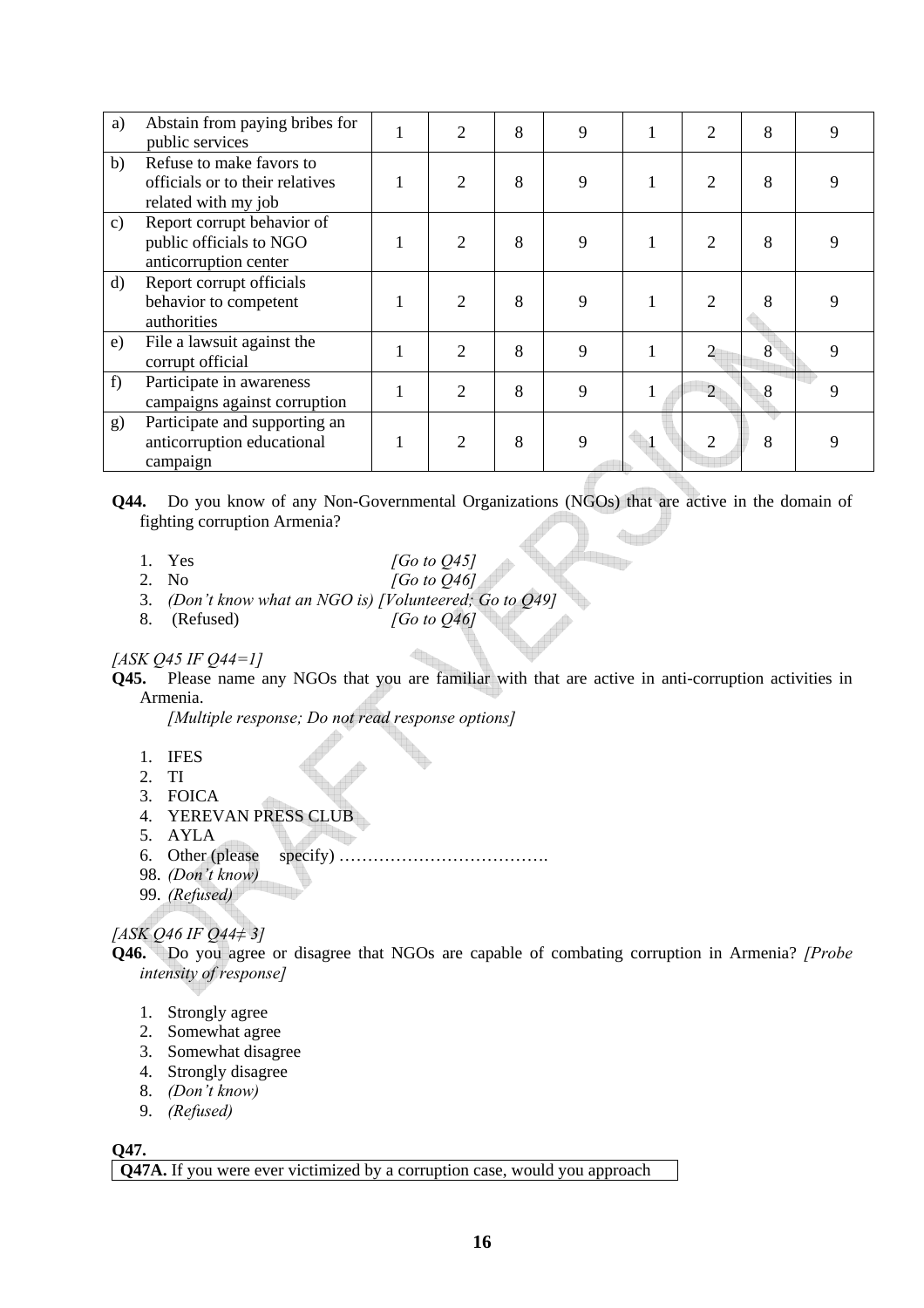| | | | | | | | | | |
|---|---|---|---|---|---|---|---|---|---|
| a) | Abstain from paying bribes for public services | 1 | 2 | 8 | 9 | 1 | 2 | 8 | 9 |
| b) | Refuse to make favors to officials or to their relatives related with my job | 1 | 2 | 8 | 9 | 1 | 2 | 8 | 9 |
| c) | Report corrupt behavior of public officials to NGO anticorruption center | 1 | 2 | 8 | 9 | 1 | 2 | 8 | 9 |
| d) | Report corrupt officials behavior to competent authorities | 1 | 2 | 8 | 9 | 1 | 2 | 8 | 9 |
| e) | File a lawsuit against the corrupt official | 1 | 2 | 8 | 9 | 1 | 2 | 8 | 9 |
| f) | Participate in awareness campaigns against corruption | 1 | 2 | 8 | 9 | 1 | 2 | 8 | 9 |
| g) | Participate and supporting an anticorruption educational campaign | 1 | 2 | 8 | 9 | 1 | 2 | 8 | 9 |

**Q44.** Do you know of any Non-Governmental Organizations (NGOs) that are active in the domain of fighting corruption Armenia?

1. Yes *[Go to Q45]*
2. No *[Go to Q46]*
3. *(Don't know what an NGO is) [Volunteered; Go to Q49]*
8. (Refused) *[Go to Q46]*

*[ASK Q45 IF Q44=1]*

**Q45.** Please name any NGOs that you are familiar with that are active in anti-corruption activities in Armenia.

*[Multiple response; Do not read response options]*

1. IFES
2. TI
3. FOICA
4. YEREVAN PRESS CLUB
5. AYLA
6. Other (please specify) ……………………………….
98. *(Don't know)*
99. *(Refused)*

*[ASK Q46 IF Q44≠ 3]*

**Q46.** Do you agree or disagree that NGOs are capable of combating corruption in Armenia? *[Probe intensity of response]*

1. Strongly agree
2. Somewhat agree
3. Somewhat disagree
4. Strongly disagree
8. *(Don't know)*
9. *(Refused)*

**Q47.**

| **Q47A.** If you were ever victimized by a corruption case, would you approach |
|---|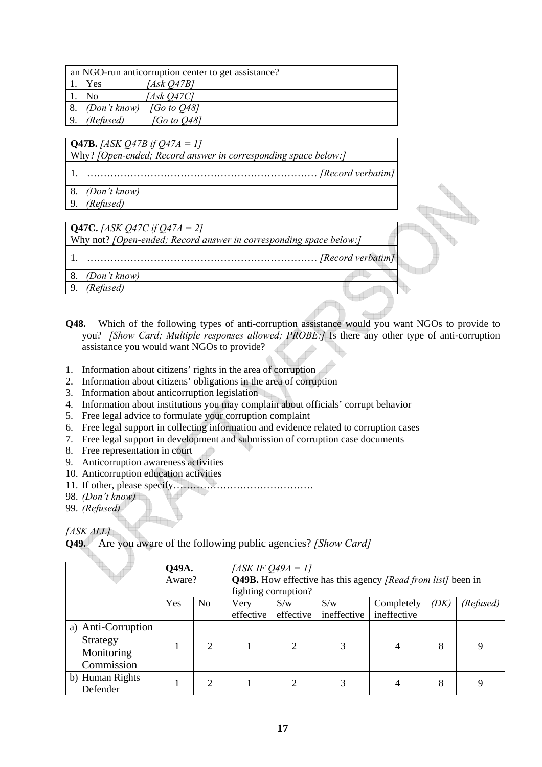| an NGO-run anticorruption center to get assistance? |
|---|
| 1. Yes *[Ask Q47B]* |
| 1. No *[Ask Q47C]* |
| 8. *(Don't know)* *[Go to Q48]* |
| 9. *(Refused)* *[Go to Q48]* |

| **Q47B.** *[ASK Q47B if Q47A = 1]* Why? *[Open-ended; Record answer in corresponding space below:]* |
|---|
| 1. …………………………………………………………… *[Record verbatim]* |
| 8. *(Don't know)* |
| 9. *(Refused)* |

| **Q47C.** *[ASK Q47C if Q47A = 2]* Why not? *[Open-ended; Record answer in corresponding space below:]* |
|---|
| 1. …………………………………………………………… *[Record verbatim]* |
| 8. *(Don't know)* |
| 9. *(Refused)* |

**Q48.** Which of the following types of anti-corruption assistance would you want NGOs to provide to you? *[Show Card; Multiple responses allowed; PROBE:]* Is there any other type of anti-corruption assistance you would want NGOs to provide?

1. Information about citizens' rights in the area of corruption
2. Information about citizens' obligations in the area of corruption
3. Information about anticorruption legislation
4. Information about institutions you may complain about officials' corrupt behavior
5. Free legal advice to formulate your corruption complaint
6. Free legal support in collecting information and evidence related to corruption cases
7. Free legal support in development and submission of corruption case documents
8. Free representation in court
9. Anticorruption awareness activities
10. Anticorruption education activities
11. If other, please specify……………………………………

98. *(Don't know)*
99. *(Refused)*

*[ASK ALL]*

**Q49.** Are you aware of the following public agencies? *[Show Card]*

| | **Q49A.** Aware? | | *[ASK IF Q49A = 1]* **Q49B.** How effective has this agency *[Read from list]* been in fighting corruption? | | | | | |
|---|---|---|---|---|---|---|---|---|
| | Yes | No | Very effective | S/w effective | S/w ineffective | Completely ineffective | *(DK)* | *(Refused)* |
| a) Anti-Corruption Strategy Monitoring Commission | 1 | 2 | 1 | 2 | 3 | 4 | 8 | 9 |
| b) Human Rights Defender | 1 | 2 | 1 | 2 | 3 | 4 | 8 | 9 |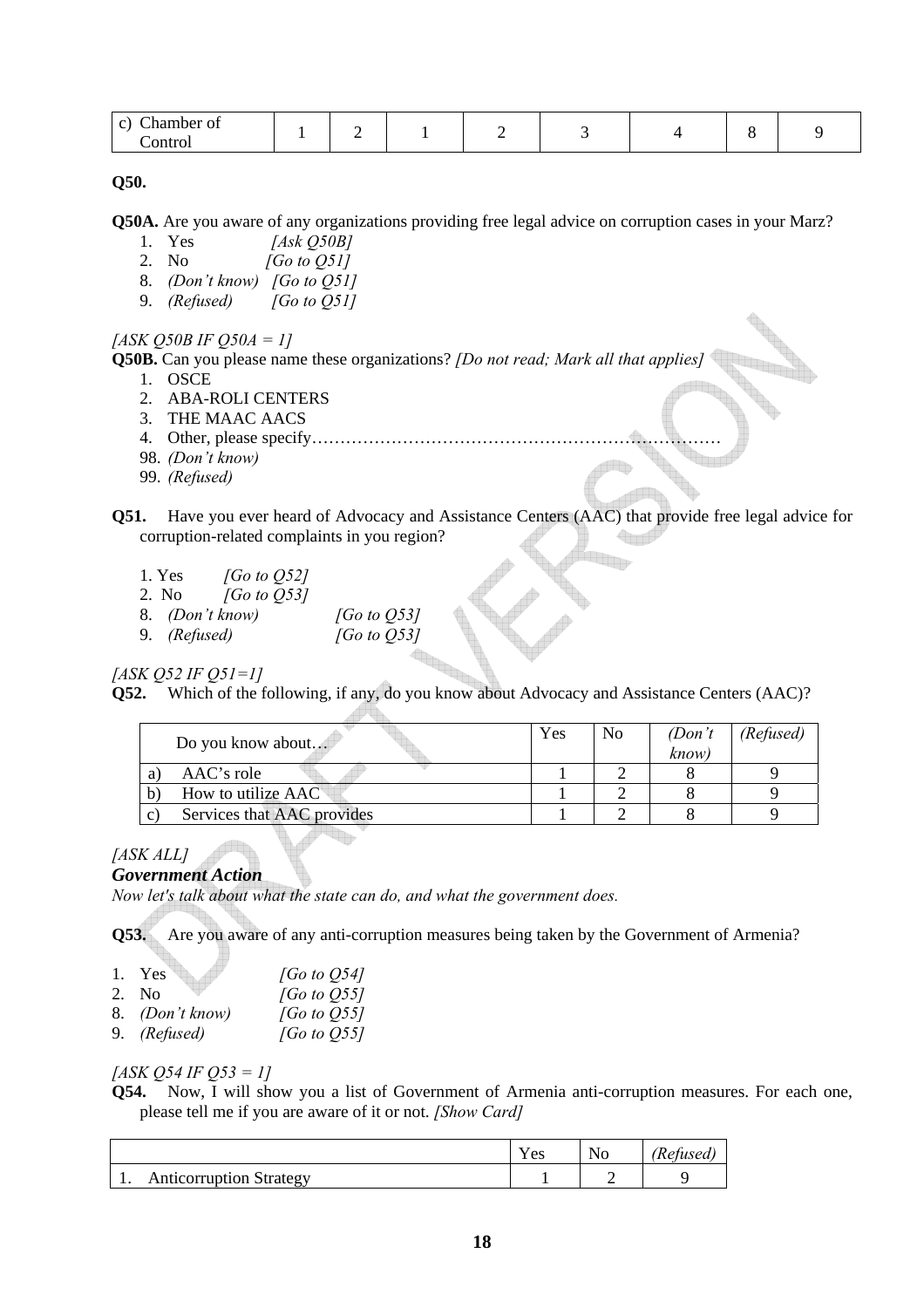| c) Chamber of Control | 1 | 2 | 1 | 2 | 3 | 4 | 8 | 9 |
|---|---|---|---|---|---|---|---|---|

**Q50.**

**Q50A.** Are you aware of any organizations providing free legal advice on corruption cases in your Marz?

1. Yes *[Ask Q50B]*
2. No *[Go to Q51]*
8. *(Don't know)* *[Go to Q51]*
9. *(Refused)* *[Go to Q51]*

*[ASK Q50B IF Q50A = 1]*

**Q50B.** Can you please name these organizations? *[Do not read; Mark all that applies]*

1. OSCE
2. ABA-ROLI CENTERS
3. THE MAAC AACS
4. Other, please specify………………………………………………………………
98. *(Don't know)*
99. *(Refused)*

**Q51.** Have you ever heard of Advocacy and Assistance Centers (AAC) that provide free legal advice for corruption-related complaints in you region?

1. Yes *[Go to Q52]*
2. No *[Go to Q53]*
8. *(Don't know)* *[Go to Q53]*
9. *(Refused)* *[Go to Q53]*

*[ASK Q52 IF Q51=1]*

**Q52.** Which of the following, if any, do you know about Advocacy and Assistance Centers (AAC)?

| Do you know about… | Yes | No | *(Don't know)* | *(Refused)* |
|---|---|---|---|---|
| a) AAC's role | 1 | 2 | 8 | 9 |
| b) How to utilize AAC | 1 | 2 | 8 | 9 |
| c) Services that AAC provides | 1 | 2 | 8 | 9 |

*[ASK ALL]*

***Government Action***

*Now let's talk about what the state can do, and what the government does.*

**Q53.** Are you aware of any anti-corruption measures being taken by the Government of Armenia?

1. Yes *[Go to Q54]*
2. No *[Go to Q55]*
8. *(Don't know)* *[Go to Q55]*
9. *(Refused)* *[Go to Q55]*

*[ASK Q54 IF Q53 = 1]*

**Q54.** Now, I will show you a list of Government of Armenia anti-corruption measures. For each one, please tell me if you are aware of it or not. *[Show Card]*

| | Yes | No | *(Refused)* |
|---|---|---|---|
| 1. Anticorruption Strategy | 1 | 2 | 9 |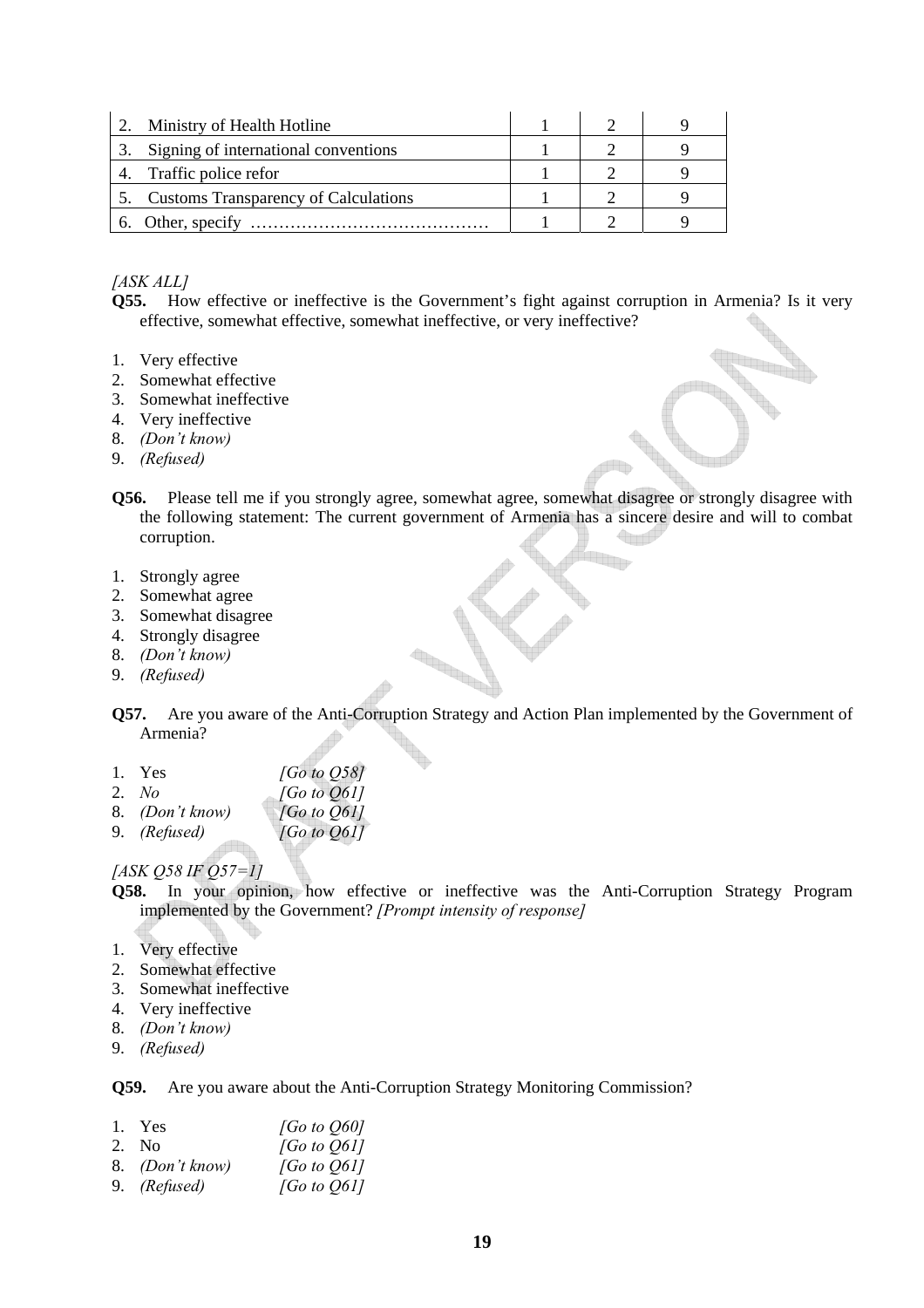| | | | |
|---|---|---|---|
| 2. Ministry of Health Hotline | 1 | 2 | 9 |
| 3. Signing of international conventions | 1 | 2 | 9 |
| 4. Traffic police refor | 1 | 2 | 9 |
| 5. Customs Transparency of Calculations | 1 | 2 | 9 |
| 6. Other, specify ……………………………………… | 1 | 2 | 9 |

*[ASK ALL]*

**Q55.** How effective or ineffective is the Government's fight against corruption in Armenia? Is it very effective, somewhat effective, somewhat ineffective, or very ineffective?

1. Very effective
2. Somewhat effective
3. Somewhat ineffective
4. Very ineffective
8. *(Don't know)*
9. *(Refused)*

**Q56.** Please tell me if you strongly agree, somewhat agree, somewhat disagree or strongly disagree with the following statement: The current government of Armenia has a sincere desire and will to combat corruption.

1. Strongly agree
2. Somewhat agree
3. Somewhat disagree
4. Strongly disagree
8. *(Don't know)*
9. *(Refused)*

**Q57.** Are you aware of the Anti-Corruption Strategy and Action Plan implemented by the Government of Armenia?

1. Yes *[Go to Q58]*
2. *No* *[Go to Q61]*
8. *(Don't know)* *[Go to Q61]*
9. *(Refused)* *[Go to Q61]*

*[ASK Q58 IF Q57=1]*

**Q58.** In your opinion, how effective or ineffective was the Anti-Corruption Strategy Program implemented by the Government? *[Prompt intensity of response]*

1. Very effective
2. Somewhat effective
3. Somewhat ineffective
4. Very ineffective
8. *(Don't know)*
9. *(Refused)*

**Q59.** Are you aware about the Anti-Corruption Strategy Monitoring Commission?

1. Yes *[Go to Q60]*
2. No *[Go to Q61]*
8. *(Don't know)* *[Go to Q61]*
9. *(Refused)* *[Go to Q61]*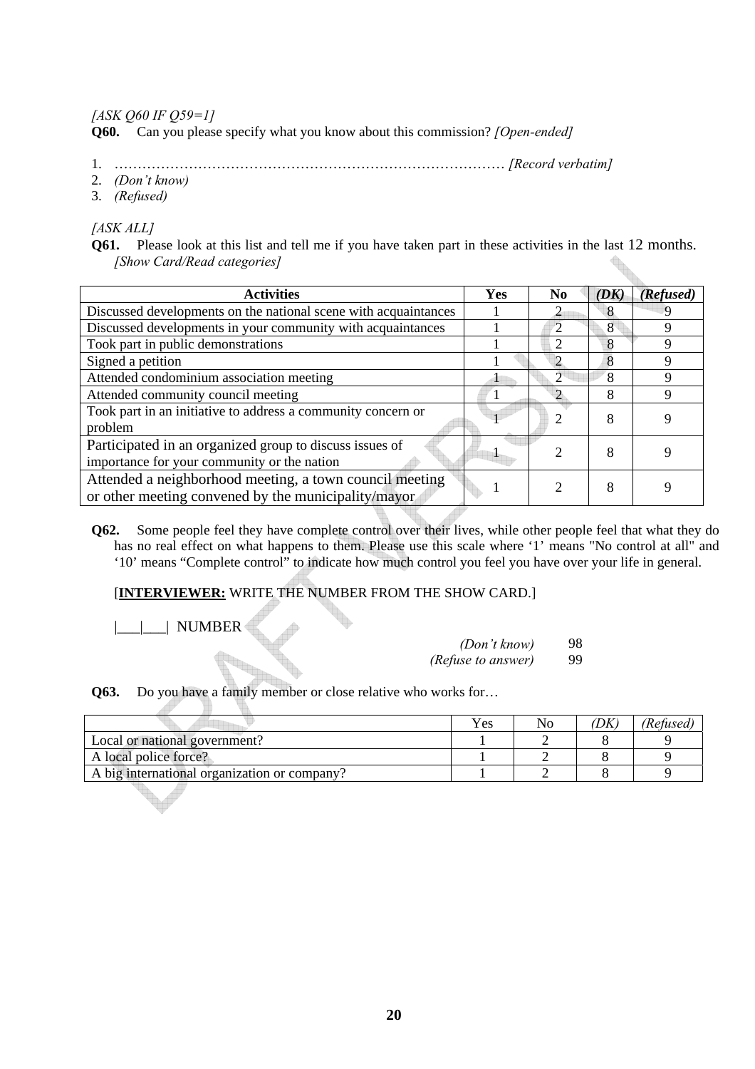*[ASK Q60 IF Q59=1]*

**Q60.** Can you please specify what you know about this commission? *[Open-ended]*

1. ………………………………………………………………………… *[Record verbatim]*
2. *(Don't know)*
3. *(Refused)*

*[ASK ALL]*

**Q61.** Please look at this list and tell me if you have taken part in these activities in the last 12 months. *[Show Card/Read categories]*

| Activities | Yes | No | *(DK)* | *(Refused)* |
|---|---|---|---|---|
| Discussed developments on the national scene with acquaintances | 1 | 2 | 8 | 9 |
| Discussed developments in your community with acquaintances | 1 | 2 | 8 | 9 |
| Took part in public demonstrations | 1 | 2 | 8 | 9 |
| Signed a petition | 1 | 2 | 8 | 9 |
| Attended condominium association meeting | 1 | 2 | 8 | 9 |
| Attended community council meeting | 1 | 2 | 8 | 9 |
| Took part in an initiative to address a community concern or problem | 1 | 2 | 8 | 9 |
| Participated in an organized group to discuss issues of importance for your community or the nation | 1 | 2 | 8 | 9 |
| Attended a neighborhood meeting, a town council meeting or other meeting convened by the municipality/mayor | 1 | 2 | 8 | 9 |

**Q62.** Some people feel they have complete control over their lives, while other people feel that what they do has no real effect on what happens to them. Please use this scale where '1' means "No control at all" and '10' means "Complete control" to indicate how much control you feel you have over your life in general.

[**INTERVIEWER:** WRITE THE NUMBER FROM THE SHOW CARD.]

|___|___| NUMBER

*(Don't know)* 98
*(Refuse to answer)* 99

**Q63.** Do you have a family member or close relative who works for…

| | Yes | No | *(DK)* | *(Refused)* |
|---|---|---|---|---|
| Local or national government? | 1 | 2 | 8 | 9 |
| A local police force? | 1 | 2 | 8 | 9 |
| A big international organization or company? | 1 | 2 | 8 | 9 |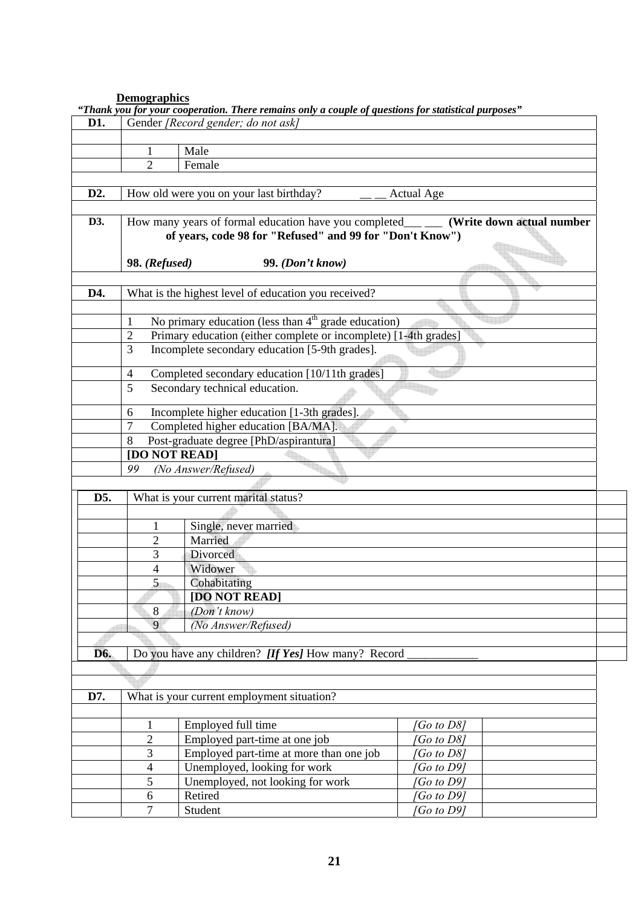**Demographics**

*"Thank you for your cooperation. There remains only a couple of questions for statistical purposes"*

| | | | | |
|---|---|---|---|---|
| **D1.** | Gender *[Record gender; do not ask]* | | | |
| | | | | |
| | 1 | Male | | |
| | 2 | Female | | |
| | | | | |
| **D2.** | How old were you on your last birthday? __ __ Actual Age | | | |
| | | | | |
| **D3.** | How many years of formal education have you completed___ ___ **(Write down actual number of years, code 98 for "Refused" and 99 for "Don't Know")**<br><br>**98.** ***(Refused)*** **99.** ***(Don't know)*** | | | |
| | | | | |
| **D4.** | What is the highest level of education you received? | | | |
| | | | | |
| | 1 No primary education (less than 4th grade education) | | | |
| | 2 Primary education (either complete or incomplete) [1-4th grades] | | | |
| | 3 Incomplete secondary education [5-9th grades]. | | | |
| | 4 Completed secondary education [10/11th grades] | | | |
| | 5 Secondary technical education. | | | |
| | 6 Incomplete higher education [1-3th grades]. | | | |
| | 7 Completed higher education [BA/MA]. | | | |
| | 8 Post-graduate degree [PhD/aspirantura] | | | |
| | **[DO NOT READ]** | | | |
| | *99 (No Answer/Refused)* | | | |
| | | | | |
| **D5.** | What is your current marital status? | | | |
| | | | | |
| | 1 | Single, never married | | |
| | 2 | Married | | |
| | 3 | Divorced | | |
| | 4 | Widower | | |
| | 5 | Cohabitating | | |
| | | **[DO NOT READ]** | | |
| | 8 | *(Don't know)* | | |
| | 9 | *(No Answer/Refused)* | | |
| | | | | |
| **D6.** | Do you have any children? ***[If Yes]*** How many? Record ____________ | | | |
| | | | | |
| | | | | |
| **D7.** | What is your current employment situation? | | | |
| | | | | |
| | 1 | Employed full time | *[Go to D8]* | |
| | 2 | Employed part-time at one job | *[Go to D8]* | |
| | 3 | Employed part-time at more than one job | *[Go to D8]* | |
| | 4 | Unemployed, looking for work | *[Go to D9]* | |
| | 5 | Unemployed, not looking for work | *[Go to D9]* | |
| | 6 | Retired | *[Go to D9]* | |
| | 7 | Student | *[Go to D9]* | |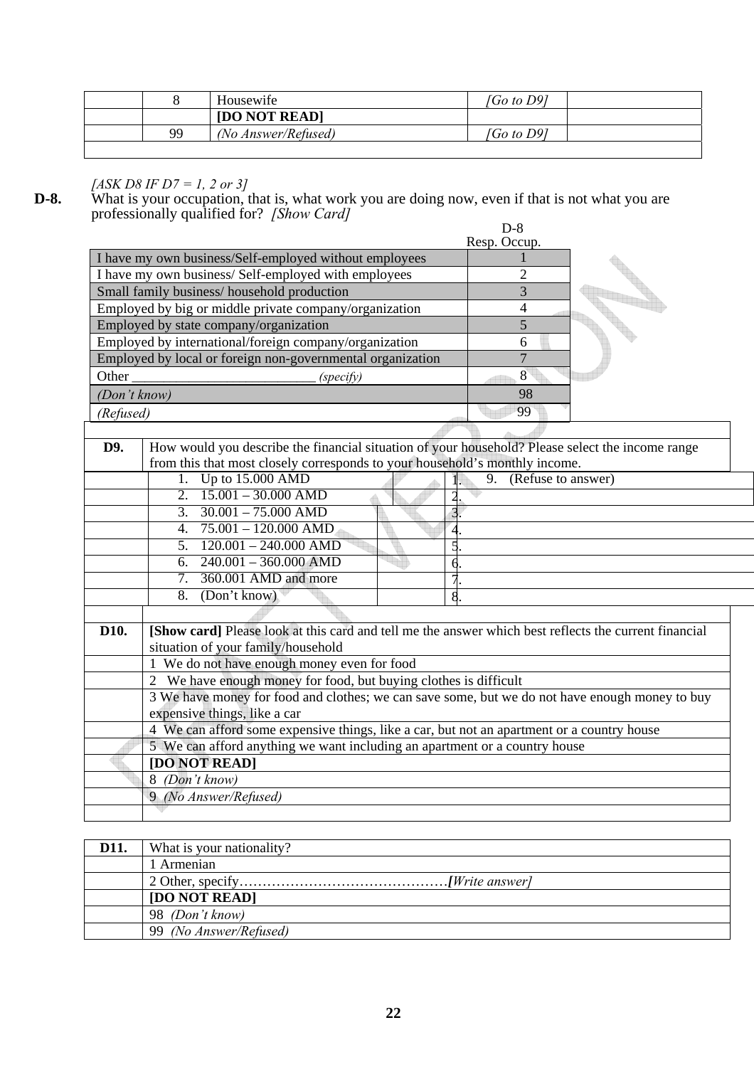| | 8 | Housewife | *[Go to D9]* | |
|---|---|---|---|---|
| | | **[DO NOT READ]** | | |
| | 99 | *(No Answer/Refused)* | *[Go to D9]* | |

*[ASK D8 IF D7 = 1, 2 or 3]*

**D-8.** What is your occupation, that is, what work you are doing now, even if that is not what you are professionally qualified for? *[Show Card]*

| | D-8 Resp. Occup. |
|---|---|
| I have my own business/Self-employed without employees | 1 |
| I have my own business/ Self-employed with employees | 2 |
| Small family business/ household production | 3 |
| Employed by big or middle private company/organization | 4 |
| Employed by state company/organization | 5 |
| Employed by international/foreign company/organization | 6 |
| Employed by local or foreign non-governmental organization | 7 |
| Other ___________________________ *(specify)* | 8 |
| *(Don't know)* | 98 |
| *(Refused)* | 99 |

| **D9.** | How would you describe the financial situation of your household? Please select the income range from this that most closely corresponds to your household's monthly income. | | |
|---|---|---|---|
| | 1. Up to 15.000 AMD | | 1. 9. (Refuse to answer) |
| | 2. 15.001 – 30.000 AMD | | 2. |
| | 3. 30.001 – 75.000 AMD | | 3. |
| | 4. 75.001 – 120.000 AMD | | 4. |
| | 5. 120.001 – 240.000 AMD | | 5. |
| | 6. 240.001 – 360.000 AMD | | 6. |
| | 7. 360.001 AMD and more | | 7. |
| | 8. (Don't know) | | 8. |

| **D10.** | **[Show card]** Please look at this card and tell me the answer which best reflects the current financial situation of your family/household |
|---|---|
| | 1 We do not have enough money even for food |
| | 2 We have enough money for food, but buying clothes is difficult |
| | 3 We have money for food and clothes; we can save some, but we do not have enough money to buy expensive things, like a car |
| | 4 We can afford some expensive things, like a car, but not an apartment or a country house |
| | 5 We can afford anything we want including an apartment or a country house |
| | **[DO NOT READ]** |
| | 8 *(Don't know)* |
| | 9 *(No Answer/Refused)* |

| **D11.** | What is your nationality? |
|---|---|
| | 1 Armenian |
| | 2 Other, specify………………………………………*[Write answer]* |
| | **[DO NOT READ]** |
| | 98 *(Don't know)* |
| | 99 *(No Answer/Refused)* |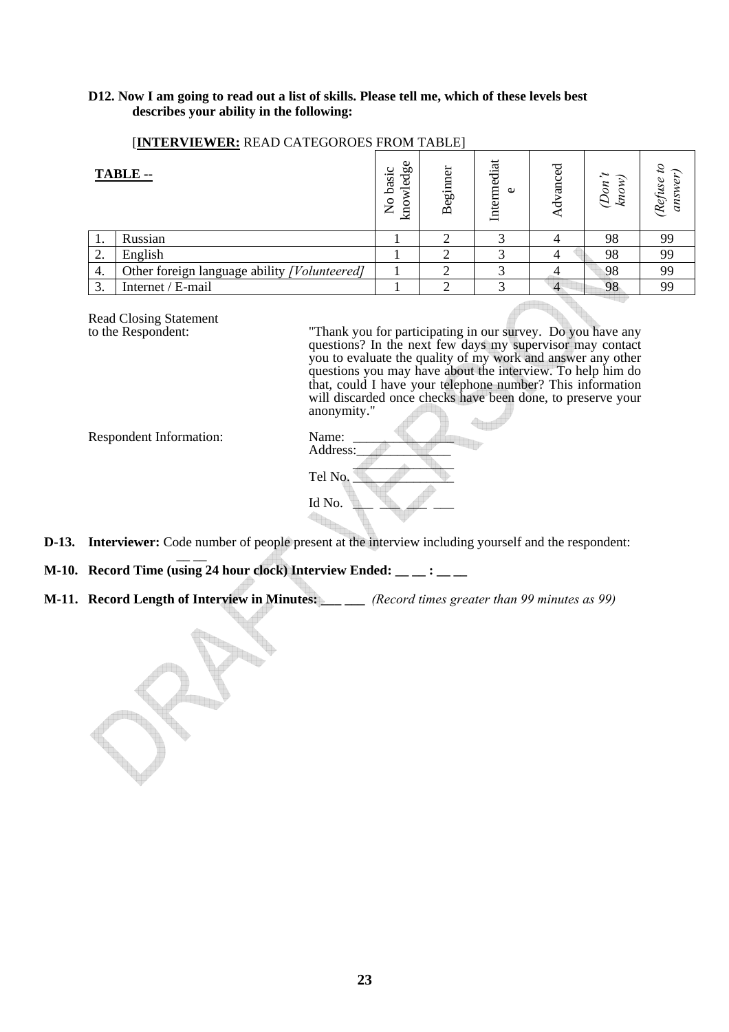**D12. Now I am going to read out a list of skills. Please tell me, which of these levels best describes your ability in the following:**

[**INTERVIEWER:** READ CATEGOROES FROM TABLE]

| | **TABLE --** | No basic knowledge | Beginner | Intermediat e | Advanced | *(Don't know)* | *(Refuse to answer)* |
|---|---|---|---|---|---|---|---|
| 1. | Russian | 1 | 2 | 3 | 4 | 98 | 99 |
| 2. | English | 1 | 2 | 3 | 4 | 98 | 99 |
| 4. | Other foreign language ability *[Volunteered]* | 1 | 2 | 3 | 4 | 98 | 99 |
| 3. | Internet / E-mail | 1 | 2 | 3 | 4 | 98 | 99 |

Read Closing Statement to the Respondent:

"Thank you for participating in our survey. Do you have any questions? In the next few days my supervisor may contact you to evaluate the quality of my work and answer any other questions you may have about the interview. To help him do that, could I have your telephone number? This information will discarded once checks have been done, to preserve your anonymity."

Respondent Information:

Name: _______________
Address:_______________
_______________
Tel No. _______________
Id No. ___ ___ ___ ___

**D-13. Interviewer:** Code number of people present at the interview including yourself and the respondent: __ __

**M-10. Record Time (using 24 hour clock) Interview Ended: __ __ : __ __**

**M-11. Record Length of Interview in Minutes: ___ ___** *(Record times greater than 99 minutes as 99)*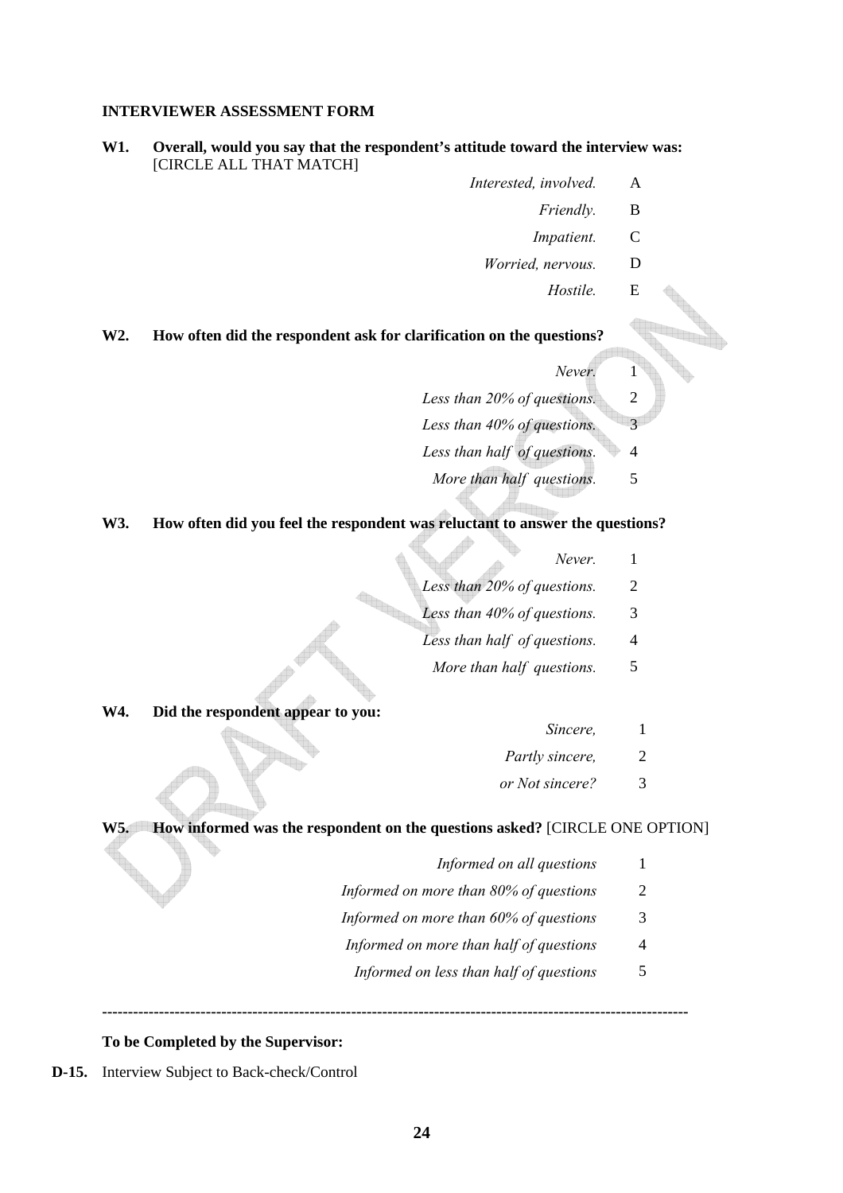**INTERVIEWER ASSESSMENT FORM**

**W1. Overall, would you say that the respondent's attitude toward the interview was:** [CIRCLE ALL THAT MATCH]

| | |
|---|---|
| *Interested, involved.* | A |
| *Friendly.* | B |
| *Impatient.* | C |
| *Worried, nervous.* | D |
| *Hostile.* | E |

**W2. How often did the respondent ask for clarification on the questions?**

| | |
|---|---|
| *Never.* | 1 |
| *Less than 20% of questions.* | 2 |
| *Less than 40% of questions.* | 3 |
| *Less than half of questions.* | 4 |
| *More than half questions.* | 5 |

**W3. How often did you feel the respondent was reluctant to answer the questions?**

| | |
|---|---|
| *Never.* | 1 |
| *Less than 20% of questions.* | 2 |
| *Less than 40% of questions.* | 3 |
| *Less than half of questions.* | 4 |
| *More than half questions.* | 5 |

**W4. Did the respondent appear to you:**

| | |
|---|---|
| *Sincere,* | 1 |
| *Partly sincere,* | 2 |
| *or Not sincere?* | 3 |

**W5. How informed was the respondent on the questions asked?** [CIRCLE ONE OPTION]

| | |
|---|---|
| *Informed on all questions* | 1 |
| *Informed on more than 80% of questions* | 2 |
| *Informed on more than 60% of questions* | 3 |
| *Informed on more than half of questions* | 4 |
| *Informed on less than half of questions* | 5 |

---

**To be Completed by the Supervisor:**

**D-15.** Interview Subject to Back-check/Control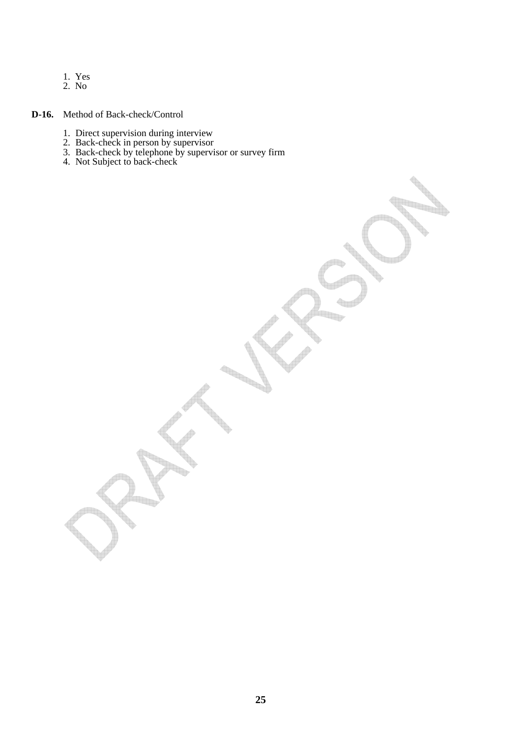1. Yes
2. No

**D-16.** Method of Back-check/Control

1. Direct supervision during interview
2. Back-check in person by supervisor
3. Back-check by telephone by supervisor or survey firm
4. Not Subject to back-check